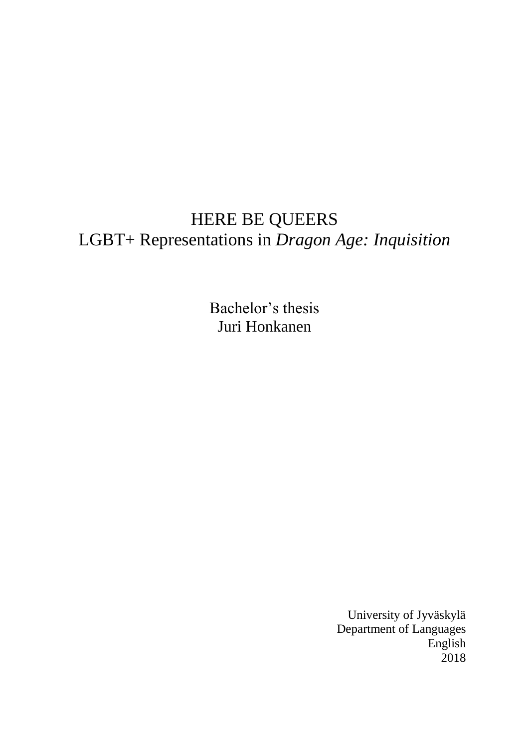# HERE BE QUEERS
## LGBT+ Representations in *Dragon Age: Inquisition*

Bachelor's thesis
Juri Honkanen

University of Jyväskylä
Department of Languages
English
2018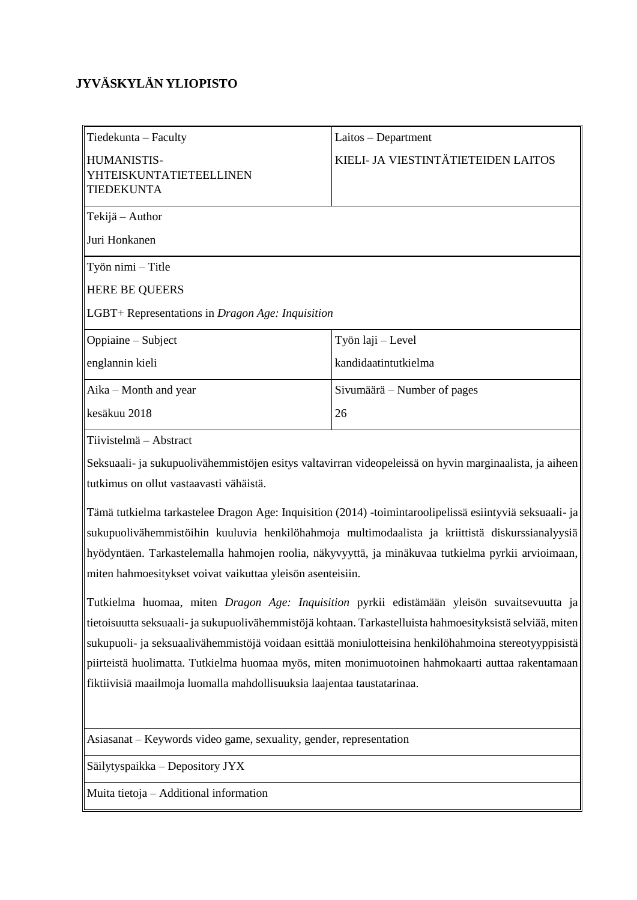**JYVÄSKYLÄN YLIOPISTO**

| Tiedekunta – Faculty | Laitos – Department |
|---|---|
| HUMANISTIS-YHTEISKUNTATIETEELLINEN TIEDEKUNTA | KIELI- JA VIESTINTÄTIETEIDEN LAITOS |
| Tekijä – Author | |
| Juri Honkanen | |
| Työn nimi – Title | |
| HERE BE QUEERS | |
| LGBT+ Representations in *Dragon Age: Inquisition* | |
| Oppiaine – Subject | Työn laji – Level |
| englannin kieli | kandidaatintutkielma |
| Aika – Month and year | Sivumäärä – Number of pages |
| kesäkuu 2018 | 26 |

Tiivistelmä – Abstract

Seksuaali- ja sukupuolivähemmistöjen esitys valtavirran videopeleissä on hyvin marginaalista, ja aiheen tutkimus on ollut vastaavasti vähäistä.

Tämä tutkielma tarkastelee Dragon Age: Inquisition (2014) -toimintaroolipelissä esiintyviä seksuaali- ja sukupuolivähemmistöihin kuuluvia henkilöhahmoja multimodaalista ja kriittistä diskurssianalyysiä hyödyntäen. Tarkastelemalla hahmojen roolia, näkyvyyttä, ja minäkuvaa tutkielma pyrkii arvioimaan, miten hahmoesitykset voivat vaikuttaa yleisön asenteisiin.

Tutkielma huomaa, miten *Dragon Age: Inquisition* pyrkii edistämään yleisön suvaitsevuutta ja tietoisuutta seksuaali- ja sukupuolivähemmistöjä kohtaan. Tarkastelluista hahmoesityksistä selviää, miten sukupuoli- ja seksuaalivähemmistöjä voidaan esittää moniulotteisina henkilöhahmoina stereotyyppisistä piirteistä huolimatta. Tutkielma huomaa myös, miten monimuotoinen hahmokaarti auttaa rakentamaan fiktiivisiä maailmoja luomalla mahdollisuuksia laajentaa taustatarinaa.

Asiasanat – Keywords video game, sexuality, gender, representation

Säilytyspaikka – Depository JYX

Muita tietoja – Additional information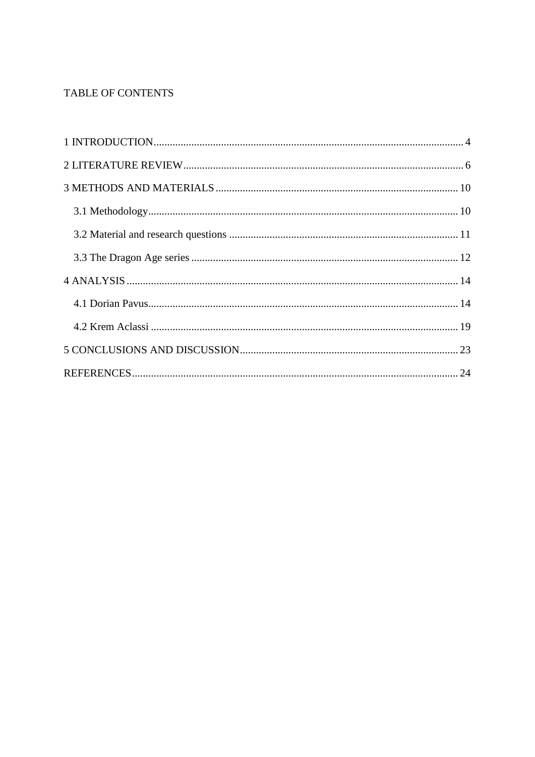TABLE OF CONTENTS

1 INTRODUCTION .................................................................................................................. 4

2 LITERATURE REVIEW ........................................................................................................ 6

3 METHODS AND MATERIALS ........................................................................................... 10

- 3.1 Methodology .................................................................................................................. 10
- 3.2 Material and research questions ..................................................................................... 11
- 3.3 The Dragon Age series ................................................................................................... 12

4 ANALYSIS ........................................................................................................................... 14

- 4.1 Dorian Pavus .................................................................................................................. 14
- 4.2 Krem Aclassi .................................................................................................................. 19

5 CONCLUSIONS AND DISCUSSION ................................................................................. 23

REFERENCES ......................................................................................................................... 24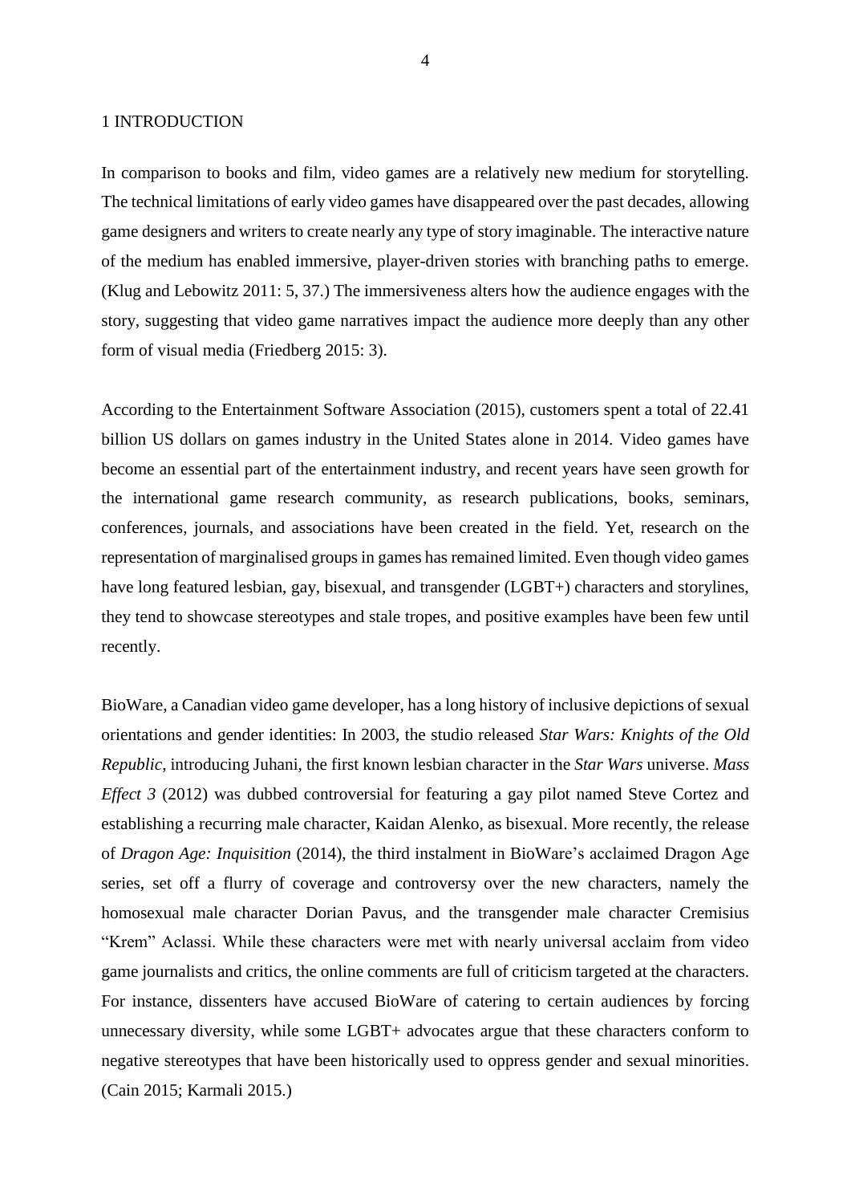# 1 INTRODUCTION

In comparison to books and film, video games are a relatively new medium for storytelling. The technical limitations of early video games have disappeared over the past decades, allowing game designers and writers to create nearly any type of story imaginable. The interactive nature of the medium has enabled immersive, player-driven stories with branching paths to emerge. (Klug and Lebowitz 2011: 5, 37.) The immersiveness alters how the audience engages with the story, suggesting that video game narratives impact the audience more deeply than any other form of visual media (Friedberg 2015: 3).

According to the Entertainment Software Association (2015), customers spent a total of 22.41 billion US dollars on games industry in the United States alone in 2014. Video games have become an essential part of the entertainment industry, and recent years have seen growth for the international game research community, as research publications, books, seminars, conferences, journals, and associations have been created in the field. Yet, research on the representation of marginalised groups in games has remained limited. Even though video games have long featured lesbian, gay, bisexual, and transgender (LGBT+) characters and storylines, they tend to showcase stereotypes and stale tropes, and positive examples have been few until recently.

BioWare, a Canadian video game developer, has a long history of inclusive depictions of sexual orientations and gender identities: In 2003, the studio released *Star Wars: Knights of the Old Republic*, introducing Juhani, the first known lesbian character in the *Star Wars* universe. *Mass Effect 3* (2012) was dubbed controversial for featuring a gay pilot named Steve Cortez and establishing a recurring male character, Kaidan Alenko, as bisexual. More recently, the release of *Dragon Age: Inquisition* (2014), the third instalment in BioWare's acclaimed Dragon Age series, set off a flurry of coverage and controversy over the new characters, namely the homosexual male character Dorian Pavus, and the transgender male character Cremisius "Krem" Aclassi. While these characters were met with nearly universal acclaim from video game journalists and critics, the online comments are full of criticism targeted at the characters. For instance, dissenters have accused BioWare of catering to certain audiences by forcing unnecessary diversity, while some LGBT+ advocates argue that these characters conform to negative stereotypes that have been historically used to oppress gender and sexual minorities. (Cain 2015; Karmali 2015.)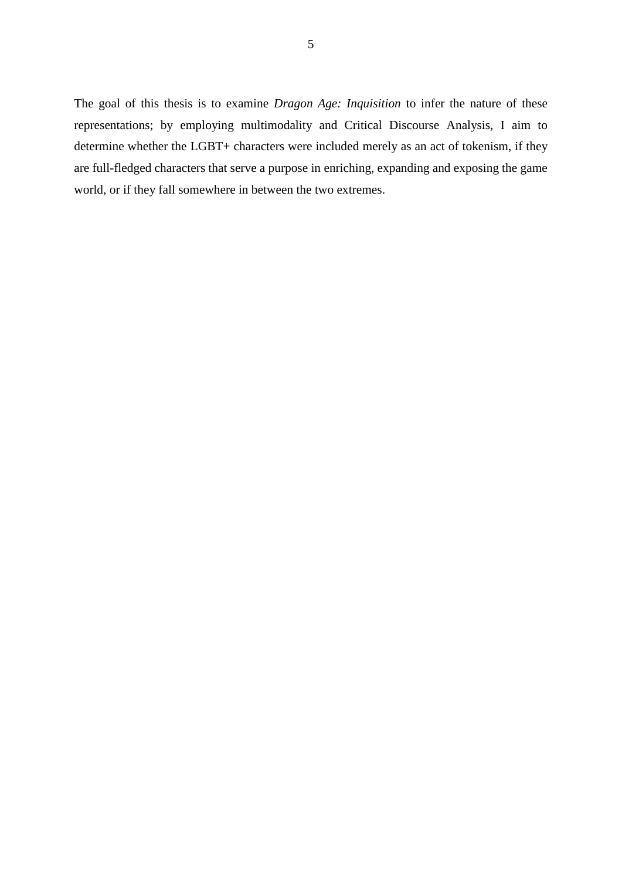The goal of this thesis is to examine *Dragon Age: Inquisition* to infer the nature of these representations; by employing multimodality and Critical Discourse Analysis, I aim to determine whether the LGBT+ characters were included merely as an act of tokenism, if they are full-fledged characters that serve a purpose in enriching, expanding and exposing the game world, or if they fall somewhere in between the two extremes.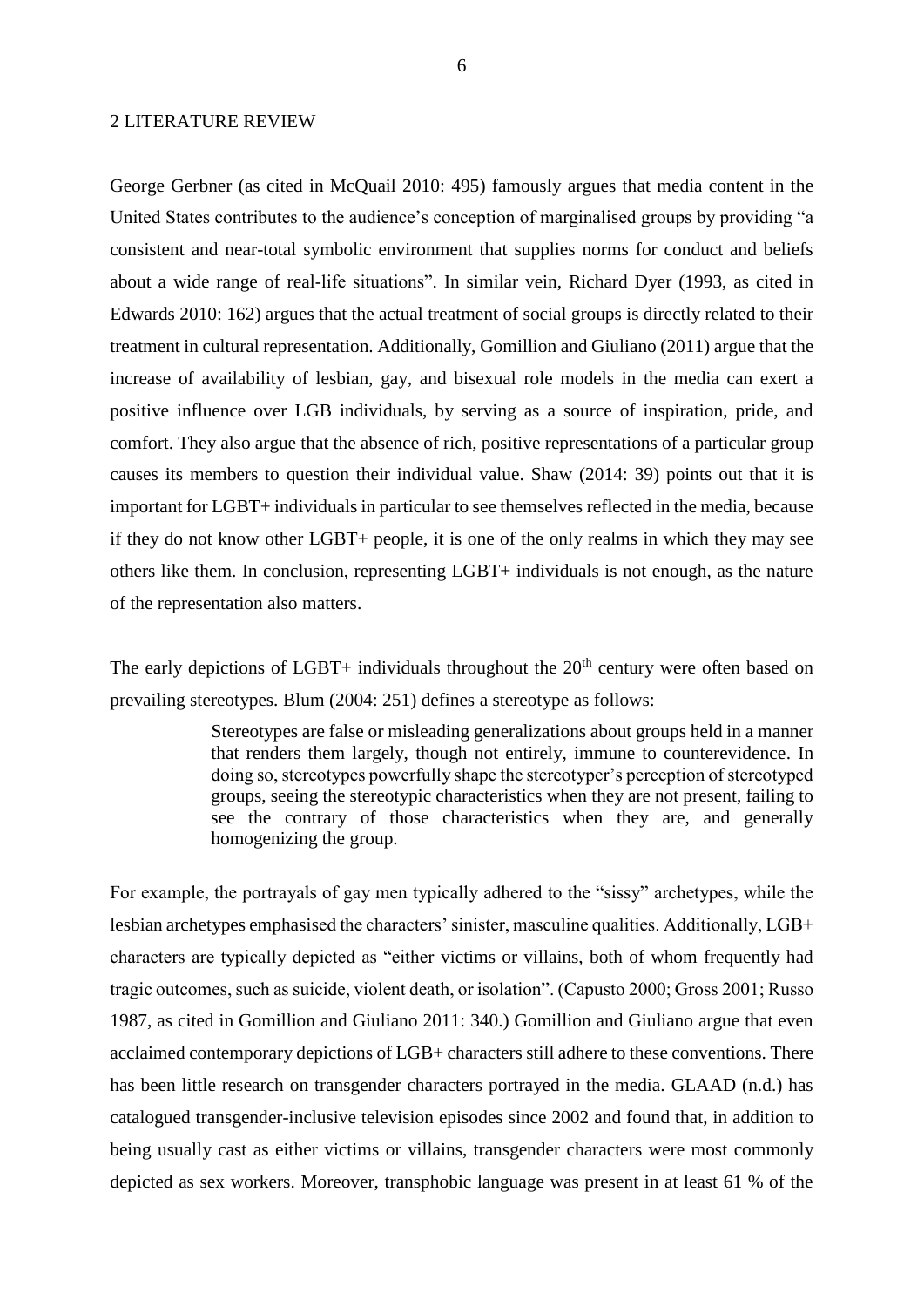## 2 LITERATURE REVIEW

George Gerbner (as cited in McQuail 2010: 495) famously argues that media content in the United States contributes to the audience's conception of marginalised groups by providing "a consistent and near-total symbolic environment that supplies norms for conduct and beliefs about a wide range of real-life situations". In similar vein, Richard Dyer (1993, as cited in Edwards 2010: 162) argues that the actual treatment of social groups is directly related to their treatment in cultural representation. Additionally, Gomillion and Giuliano (2011) argue that the increase of availability of lesbian, gay, and bisexual role models in the media can exert a positive influence over LGB individuals, by serving as a source of inspiration, pride, and comfort. They also argue that the absence of rich, positive representations of a particular group causes its members to question their individual value. Shaw (2014: 39) points out that it is important for LGBT+ individuals in particular to see themselves reflected in the media, because if they do not know other LGBT+ people, it is one of the only realms in which they may see others like them. In conclusion, representing LGBT+ individuals is not enough, as the nature of the representation also matters.

The early depictions of LGBT+ individuals throughout the 20th century were often based on prevailing stereotypes. Blum (2004: 251) defines a stereotype as follows:

> Stereotypes are false or misleading generalizations about groups held in a manner that renders them largely, though not entirely, immune to counterevidence. In doing so, stereotypes powerfully shape the stereotyper's perception of stereotyped groups, seeing the stereotypic characteristics when they are not present, failing to see the contrary of those characteristics when they are, and generally homogenizing the group.

For example, the portrayals of gay men typically adhered to the "sissy" archetypes, while the lesbian archetypes emphasised the characters' sinister, masculine qualities. Additionally, LGB+ characters are typically depicted as "either victims or villains, both of whom frequently had tragic outcomes, such as suicide, violent death, or isolation". (Capusto 2000; Gross 2001; Russo 1987, as cited in Gomillion and Giuliano 2011: 340.) Gomillion and Giuliano argue that even acclaimed contemporary depictions of LGB+ characters still adhere to these conventions. There has been little research on transgender characters portrayed in the media. GLAAD (n.d.) has catalogued transgender-inclusive television episodes since 2002 and found that, in addition to being usually cast as either victims or villains, transgender characters were most commonly depicted as sex workers. Moreover, transphobic language was present in at least 61 % of the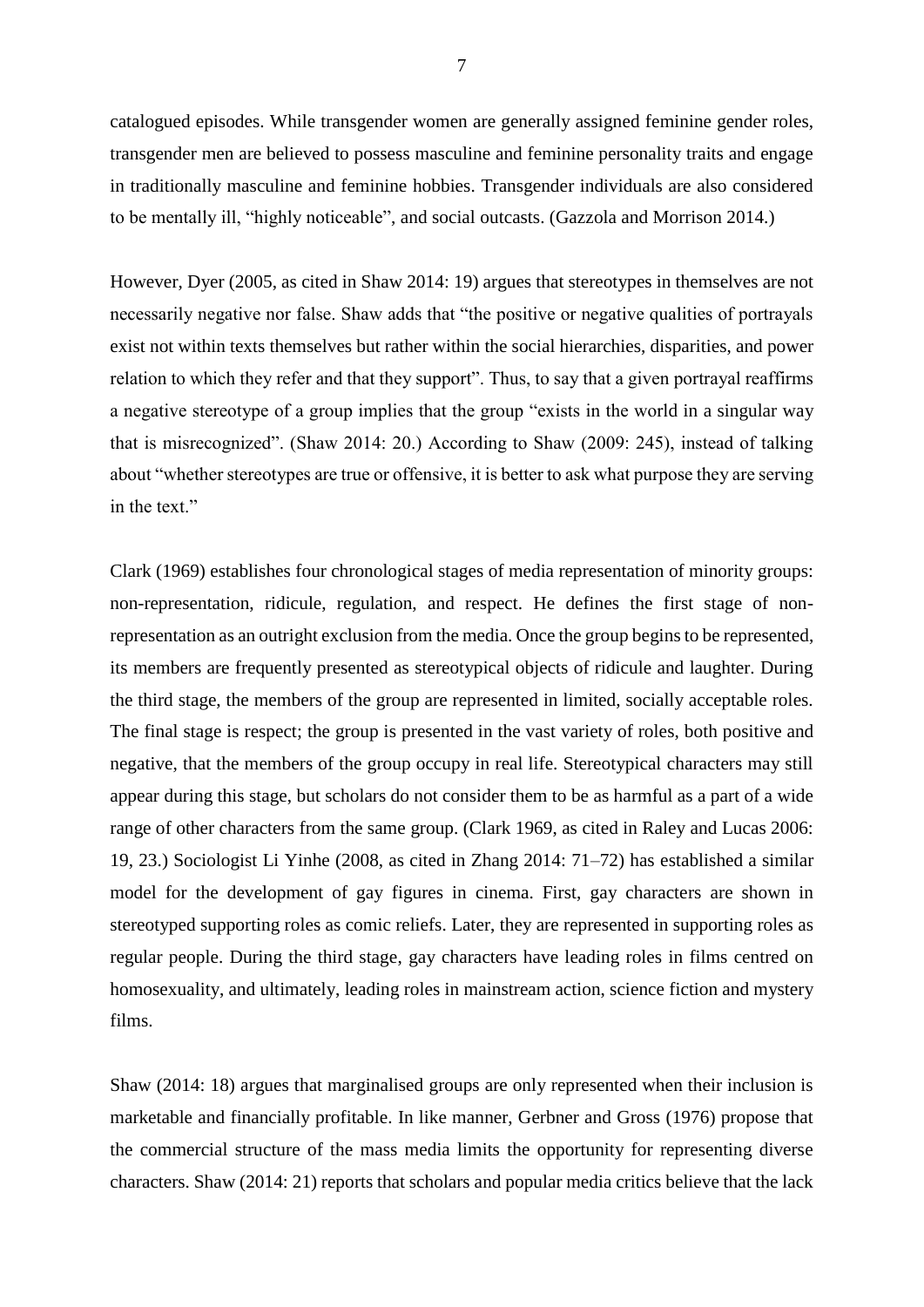catalogued episodes. While transgender women are generally assigned feminine gender roles, transgender men are believed to possess masculine and feminine personality traits and engage in traditionally masculine and feminine hobbies. Transgender individuals are also considered to be mentally ill, "highly noticeable", and social outcasts. (Gazzola and Morrison 2014.)

However, Dyer (2005, as cited in Shaw 2014: 19) argues that stereotypes in themselves are not necessarily negative nor false. Shaw adds that "the positive or negative qualities of portrayals exist not within texts themselves but rather within the social hierarchies, disparities, and power relation to which they refer and that they support". Thus, to say that a given portrayal reaffirms a negative stereotype of a group implies that the group "exists in the world in a singular way that is misrecognized". (Shaw 2014: 20.) According to Shaw (2009: 245), instead of talking about "whether stereotypes are true or offensive, it is better to ask what purpose they are serving in the text."

Clark (1969) establishes four chronological stages of media representation of minority groups: non-representation, ridicule, regulation, and respect. He defines the first stage of non-representation as an outright exclusion from the media. Once the group begins to be represented, its members are frequently presented as stereotypical objects of ridicule and laughter. During the third stage, the members of the group are represented in limited, socially acceptable roles. The final stage is respect; the group is presented in the vast variety of roles, both positive and negative, that the members of the group occupy in real life. Stereotypical characters may still appear during this stage, but scholars do not consider them to be as harmful as a part of a wide range of other characters from the same group. (Clark 1969, as cited in Raley and Lucas 2006: 19, 23.) Sociologist Li Yinhe (2008, as cited in Zhang 2014: 71–72) has established a similar model for the development of gay figures in cinema. First, gay characters are shown in stereotyped supporting roles as comic reliefs. Later, they are represented in supporting roles as regular people. During the third stage, gay characters have leading roles in films centred on homosexuality, and ultimately, leading roles in mainstream action, science fiction and mystery films.

Shaw (2014: 18) argues that marginalised groups are only represented when their inclusion is marketable and financially profitable. In like manner, Gerbner and Gross (1976) propose that the commercial structure of the mass media limits the opportunity for representing diverse characters. Shaw (2014: 21) reports that scholars and popular media critics believe that the lack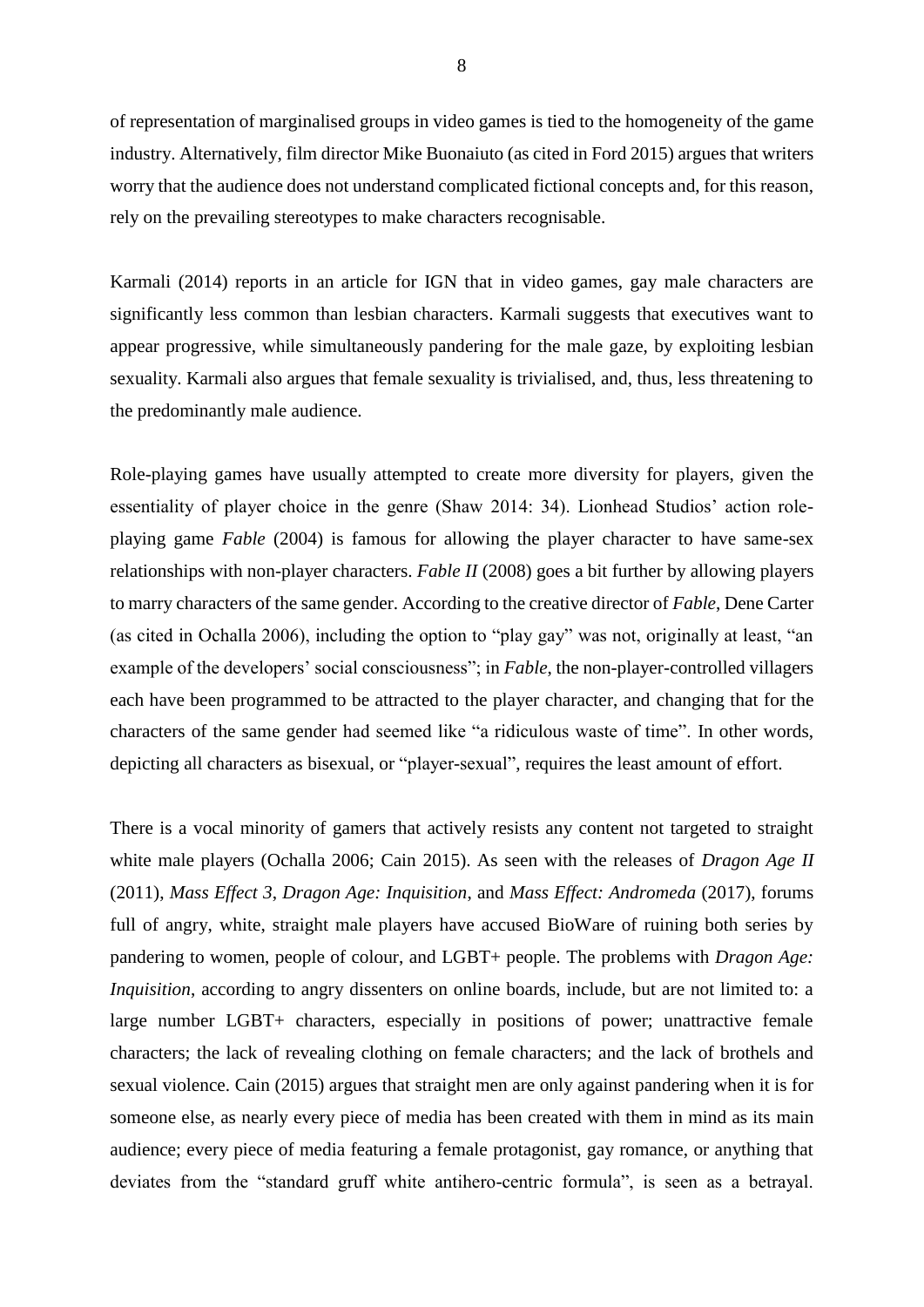of representation of marginalised groups in video games is tied to the homogeneity of the game industry. Alternatively, film director Mike Buonaiuto (as cited in Ford 2015) argues that writers worry that the audience does not understand complicated fictional concepts and, for this reason, rely on the prevailing stereotypes to make characters recognisable.

Karmali (2014) reports in an article for IGN that in video games, gay male characters are significantly less common than lesbian characters. Karmali suggests that executives want to appear progressive, while simultaneously pandering for the male gaze, by exploiting lesbian sexuality. Karmali also argues that female sexuality is trivialised, and, thus, less threatening to the predominantly male audience.

Role-playing games have usually attempted to create more diversity for players, given the essentiality of player choice in the genre (Shaw 2014: 34). Lionhead Studios' action role-playing game *Fable* (2004) is famous for allowing the player character to have same-sex relationships with non-player characters. *Fable II* (2008) goes a bit further by allowing players to marry characters of the same gender. According to the creative director of *Fable*, Dene Carter (as cited in Ochalla 2006), including the option to "play gay" was not, originally at least, "an example of the developers' social consciousness"; in *Fable*, the non-player-controlled villagers each have been programmed to be attracted to the player character, and changing that for the characters of the same gender had seemed like "a ridiculous waste of time". In other words, depicting all characters as bisexual, or "player-sexual", requires the least amount of effort.

There is a vocal minority of gamers that actively resists any content not targeted to straight white male players (Ochalla 2006; Cain 2015). As seen with the releases of *Dragon Age II* (2011), *Mass Effect 3*, *Dragon Age: Inquisition*, and *Mass Effect: Andromeda* (2017), forums full of angry, white, straight male players have accused BioWare of ruining both series by pandering to women, people of colour, and LGBT+ people. The problems with *Dragon Age: Inquisition*, according to angry dissenters on online boards, include, but are not limited to: a large number LGBT+ characters, especially in positions of power; unattractive female characters; the lack of revealing clothing on female characters; and the lack of brothels and sexual violence. Cain (2015) argues that straight men are only against pandering when it is for someone else, as nearly every piece of media has been created with them in mind as its main audience; every piece of media featuring a female protagonist, gay romance, or anything that deviates from the "standard gruff white antihero-centric formula", is seen as a betrayal.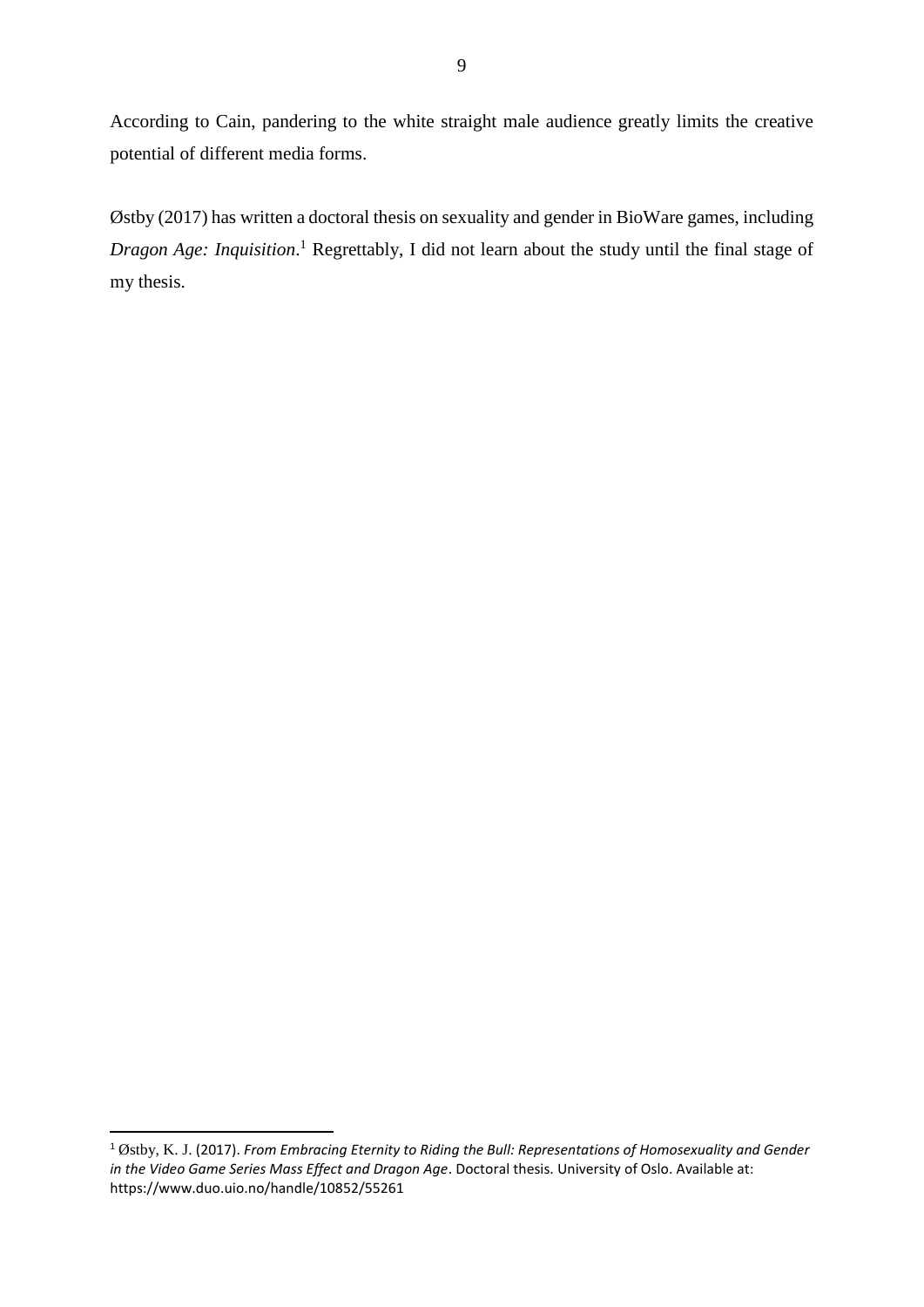According to Cain, pandering to the white straight male audience greatly limits the creative potential of different media forms.

Østby (2017) has written a doctoral thesis on sexuality and gender in BioWare games, including *Dragon Age: Inquisition*.[1] Regrettably, I did not learn about the study until the final stage of my thesis.

---

[1] Østby, K. J. (2017). *From Embracing Eternity to Riding the Bull: Representations of Homosexuality and Gender in the Video Game Series Mass Effect and Dragon Age*. Doctoral thesis. University of Oslo. Available at: https://www.duo.uio.no/handle/10852/55261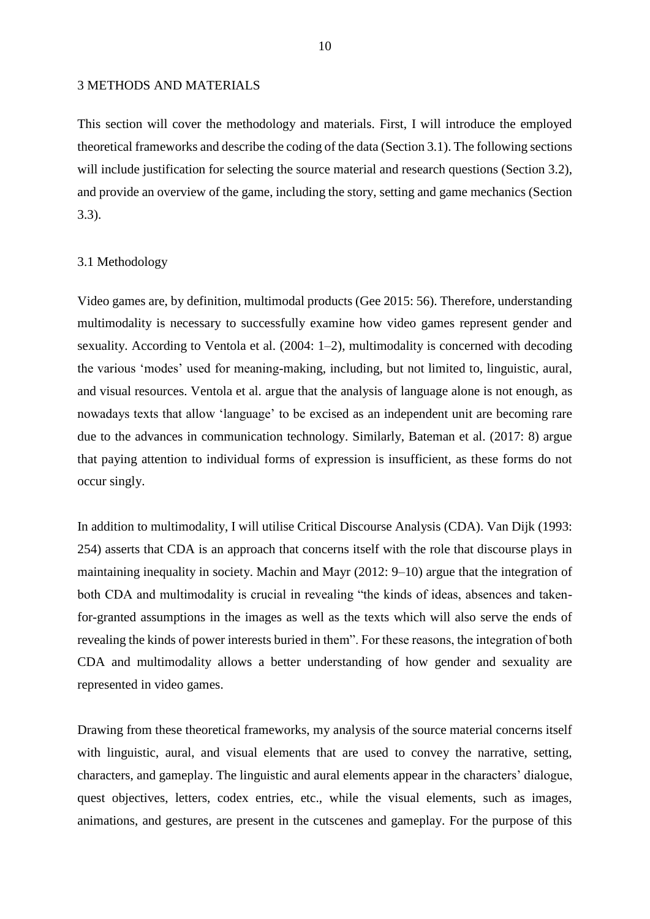# 3 METHODS AND MATERIALS

This section will cover the methodology and materials. First, I will introduce the employed theoretical frameworks and describe the coding of the data (Section 3.1). The following sections will include justification for selecting the source material and research questions (Section 3.2), and provide an overview of the game, including the story, setting and game mechanics (Section 3.3).

## 3.1 Methodology

Video games are, by definition, multimodal products (Gee 2015: 56). Therefore, understanding multimodality is necessary to successfully examine how video games represent gender and sexuality. According to Ventola et al. (2004: 1–2), multimodality is concerned with decoding the various 'modes' used for meaning-making, including, but not limited to, linguistic, aural, and visual resources. Ventola et al. argue that the analysis of language alone is not enough, as nowadays texts that allow 'language' to be excised as an independent unit are becoming rare due to the advances in communication technology. Similarly, Bateman et al. (2017: 8) argue that paying attention to individual forms of expression is insufficient, as these forms do not occur singly.

In addition to multimodality, I will utilise Critical Discourse Analysis (CDA). Van Dijk (1993: 254) asserts that CDA is an approach that concerns itself with the role that discourse plays in maintaining inequality in society. Machin and Mayr (2012: 9–10) argue that the integration of both CDA and multimodality is crucial in revealing "the kinds of ideas, absences and taken-for-granted assumptions in the images as well as the texts which will also serve the ends of revealing the kinds of power interests buried in them". For these reasons, the integration of both CDA and multimodality allows a better understanding of how gender and sexuality are represented in video games.

Drawing from these theoretical frameworks, my analysis of the source material concerns itself with linguistic, aural, and visual elements that are used to convey the narrative, setting, characters, and gameplay. The linguistic and aural elements appear in the characters' dialogue, quest objectives, letters, codex entries, etc., while the visual elements, such as images, animations, and gestures, are present in the cutscenes and gameplay. For the purpose of this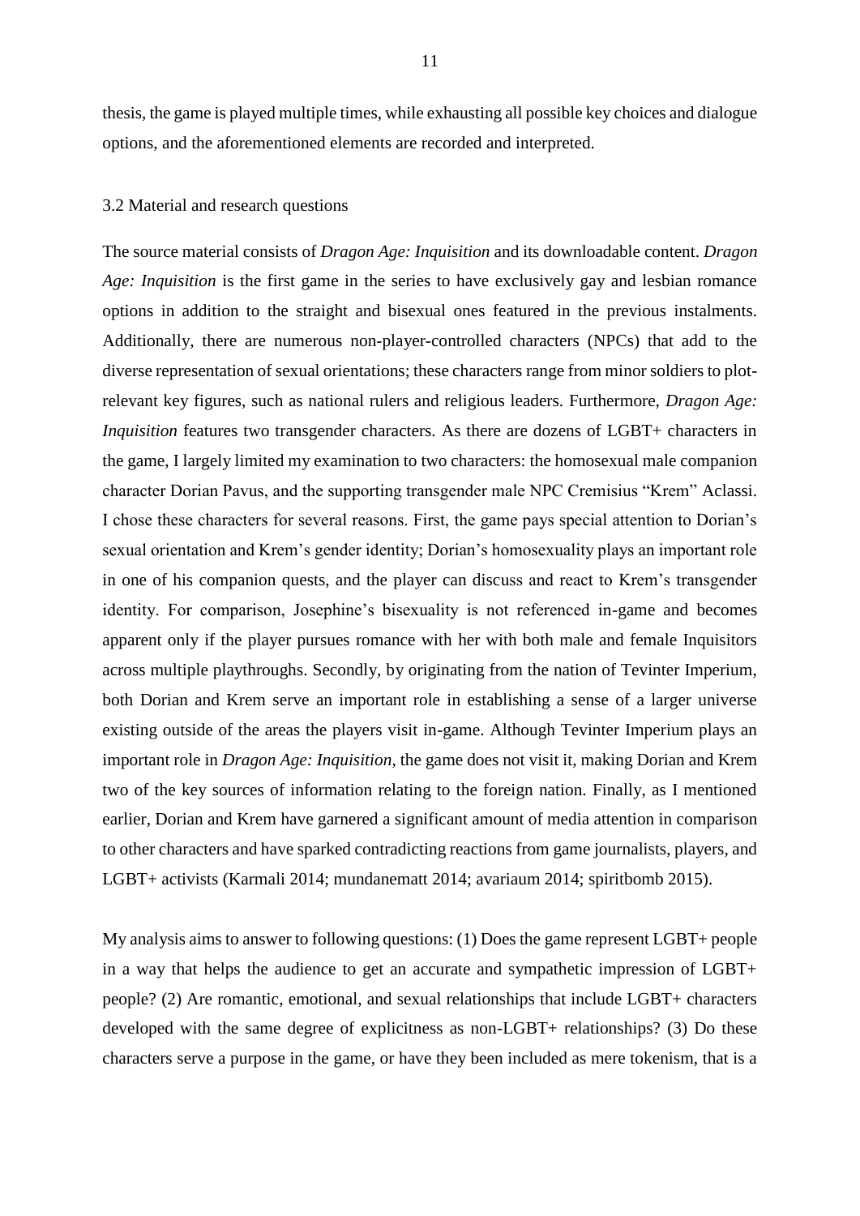thesis, the game is played multiple times, while exhausting all possible key choices and dialogue options, and the aforementioned elements are recorded and interpreted.

### 3.2 Material and research questions

The source material consists of *Dragon Age: Inquisition* and its downloadable content. *Dragon Age: Inquisition* is the first game in the series to have exclusively gay and lesbian romance options in addition to the straight and bisexual ones featured in the previous instalments. Additionally, there are numerous non-player-controlled characters (NPCs) that add to the diverse representation of sexual orientations; these characters range from minor soldiers to plot-relevant key figures, such as national rulers and religious leaders. Furthermore, *Dragon Age: Inquisition* features two transgender characters. As there are dozens of LGBT+ characters in the game, I largely limited my examination to two characters: the homosexual male companion character Dorian Pavus, and the supporting transgender male NPC Cremisius "Krem" Aclassi. I chose these characters for several reasons. First, the game pays special attention to Dorian's sexual orientation and Krem's gender identity; Dorian's homosexuality plays an important role in one of his companion quests, and the player can discuss and react to Krem's transgender identity. For comparison, Josephine's bisexuality is not referenced in-game and becomes apparent only if the player pursues romance with her with both male and female Inquisitors across multiple playthroughs. Secondly, by originating from the nation of Tevinter Imperium, both Dorian and Krem serve an important role in establishing a sense of a larger universe existing outside of the areas the players visit in-game. Although Tevinter Imperium plays an important role in *Dragon Age: Inquisition*, the game does not visit it, making Dorian and Krem two of the key sources of information relating to the foreign nation. Finally, as I mentioned earlier, Dorian and Krem have garnered a significant amount of media attention in comparison to other characters and have sparked contradicting reactions from game journalists, players, and LGBT+ activists (Karmali 2014; mundanematt 2014; avariaum 2014; spiritbomb 2015).

My analysis aims to answer to following questions: (1) Does the game represent LGBT+ people in a way that helps the audience to get an accurate and sympathetic impression of LGBT+ people? (2) Are romantic, emotional, and sexual relationships that include LGBT+ characters developed with the same degree of explicitness as non-LGBT+ relationships? (3) Do these characters serve a purpose in the game, or have they been included as mere tokenism, that is a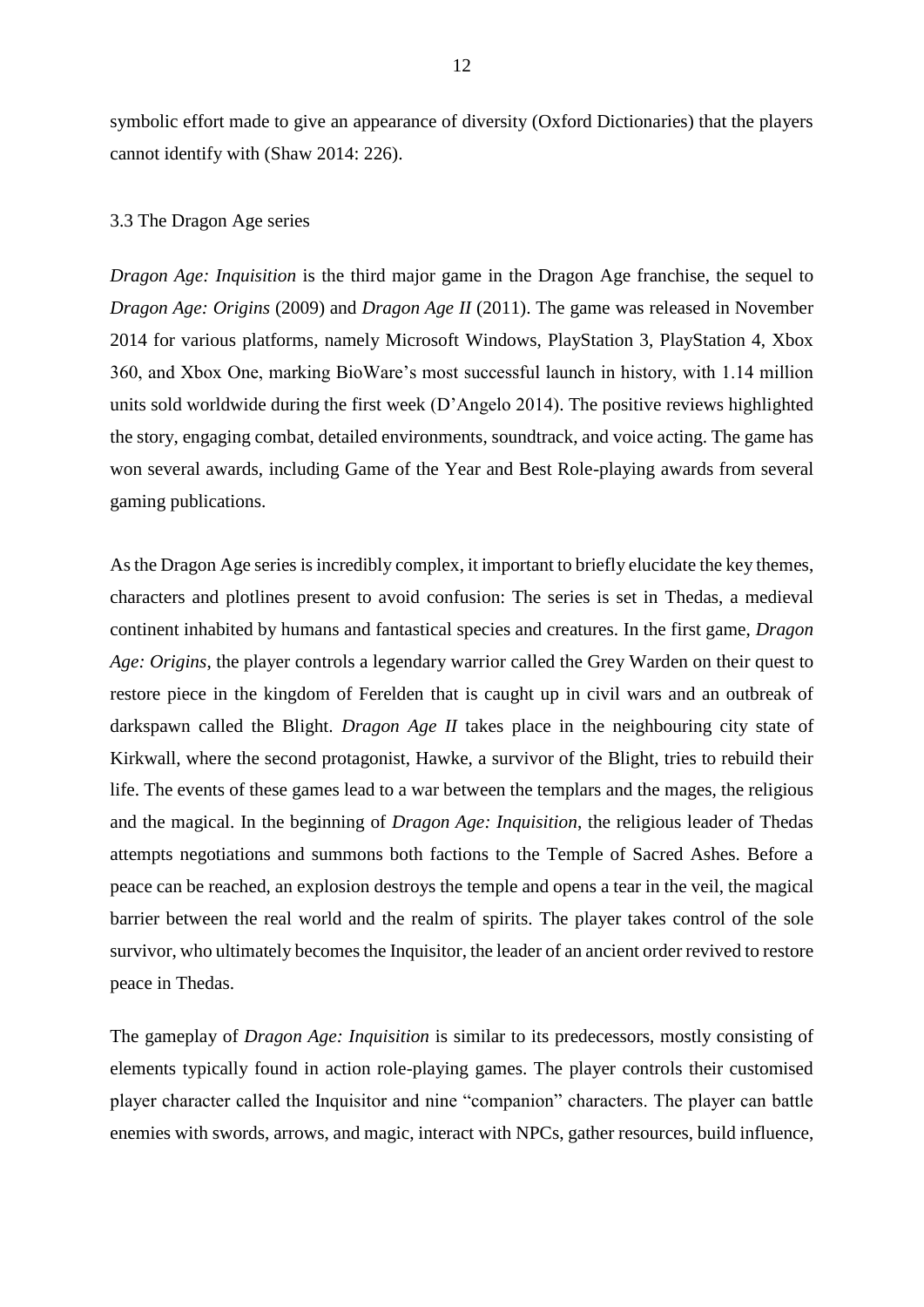symbolic effort made to give an appearance of diversity (Oxford Dictionaries) that the players cannot identify with (Shaw 2014: 226).

## 3.3 The Dragon Age series

*Dragon Age: Inquisition* is the third major game in the Dragon Age franchise, the sequel to *Dragon Age: Origins* (2009) and *Dragon Age II* (2011). The game was released in November 2014 for various platforms, namely Microsoft Windows, PlayStation 3, PlayStation 4, Xbox 360, and Xbox One, marking BioWare's most successful launch in history, with 1.14 million units sold worldwide during the first week (D'Angelo 2014). The positive reviews highlighted the story, engaging combat, detailed environments, soundtrack, and voice acting. The game has won several awards, including Game of the Year and Best Role-playing awards from several gaming publications.

As the Dragon Age series is incredibly complex, it important to briefly elucidate the key themes, characters and plotlines present to avoid confusion: The series is set in Thedas, a medieval continent inhabited by humans and fantastical species and creatures. In the first game, *Dragon Age: Origins*, the player controls a legendary warrior called the Grey Warden on their quest to restore piece in the kingdom of Ferelden that is caught up in civil wars and an outbreak of darkspawn called the Blight. *Dragon Age II* takes place in the neighbouring city state of Kirkwall, where the second protagonist, Hawke, a survivor of the Blight, tries to rebuild their life. The events of these games lead to a war between the templars and the mages, the religious and the magical. In the beginning of *Dragon Age: Inquisition*, the religious leader of Thedas attempts negotiations and summons both factions to the Temple of Sacred Ashes. Before a peace can be reached, an explosion destroys the temple and opens a tear in the veil, the magical barrier between the real world and the realm of spirits. The player takes control of the sole survivor, who ultimately becomes the Inquisitor, the leader of an ancient order revived to restore peace in Thedas.

The gameplay of *Dragon Age: Inquisition* is similar to its predecessors, mostly consisting of elements typically found in action role-playing games. The player controls their customised player character called the Inquisitor and nine "companion" characters. The player can battle enemies with swords, arrows, and magic, interact with NPCs, gather resources, build influence,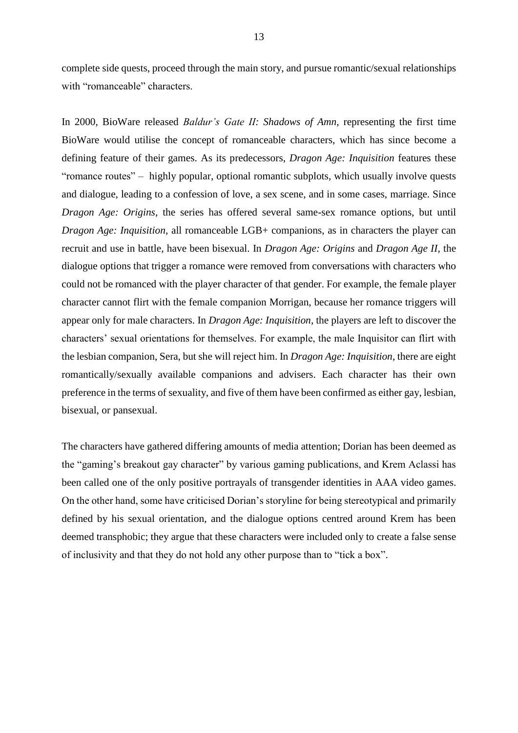complete side quests, proceed through the main story, and pursue romantic/sexual relationships with "romanceable" characters.

In 2000, BioWare released *Baldur's Gate II: Shadows of Amn*, representing the first time BioWare would utilise the concept of romanceable characters, which has since become a defining feature of their games. As its predecessors, *Dragon Age: Inquisition* features these "romance routes" – highly popular, optional romantic subplots, which usually involve quests and dialogue, leading to a confession of love, a sex scene, and in some cases, marriage. Since *Dragon Age: Origins*, the series has offered several same-sex romance options, but until *Dragon Age: Inquisition*, all romanceable LGB+ companions, as in characters the player can recruit and use in battle, have been bisexual. In *Dragon Age: Origins* and *Dragon Age II*, the dialogue options that trigger a romance were removed from conversations with characters who could not be romanced with the player character of that gender. For example, the female player character cannot flirt with the female companion Morrigan, because her romance triggers will appear only for male characters. In *Dragon Age: Inquisition*, the players are left to discover the characters' sexual orientations for themselves. For example, the male Inquisitor can flirt with the lesbian companion, Sera, but she will reject him. In *Dragon Age: Inquisition*, there are eight romantically/sexually available companions and advisers. Each character has their own preference in the terms of sexuality, and five of them have been confirmed as either gay, lesbian, bisexual, or pansexual.

The characters have gathered differing amounts of media attention; Dorian has been deemed as the "gaming's breakout gay character" by various gaming publications, and Krem Aclassi has been called one of the only positive portrayals of transgender identities in AAA video games. On the other hand, some have criticised Dorian's storyline for being stereotypical and primarily defined by his sexual orientation, and the dialogue options centred around Krem has been deemed transphobic; they argue that these characters were included only to create a false sense of inclusivity and that they do not hold any other purpose than to "tick a box".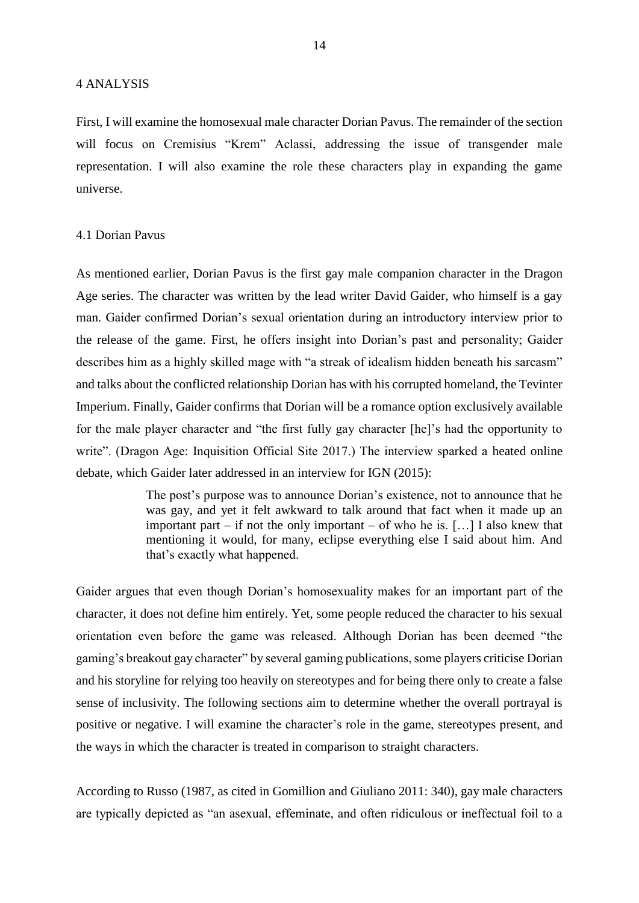# 4 ANALYSIS

First, I will examine the homosexual male character Dorian Pavus. The remainder of the section will focus on Cremisius "Krem" Aclassi, addressing the issue of transgender male representation. I will also examine the role these characters play in expanding the game universe.

## 4.1 Dorian Pavus

As mentioned earlier, Dorian Pavus is the first gay male companion character in the Dragon Age series. The character was written by the lead writer David Gaider, who himself is a gay man. Gaider confirmed Dorian's sexual orientation during an introductory interview prior to the release of the game. First, he offers insight into Dorian's past and personality; Gaider describes him as a highly skilled mage with "a streak of idealism hidden beneath his sarcasm" and talks about the conflicted relationship Dorian has with his corrupted homeland, the Tevinter Imperium. Finally, Gaider confirms that Dorian will be a romance option exclusively available for the male player character and "the first fully gay character [he]'s had the opportunity to write". (Dragon Age: Inquisition Official Site 2017.) The interview sparked a heated online debate, which Gaider later addressed in an interview for IGN (2015):

> The post's purpose was to announce Dorian's existence, not to announce that he was gay, and yet it felt awkward to talk around that fact when it made up an important part – if not the only important – of who he is. […] I also knew that mentioning it would, for many, eclipse everything else I said about him. And that's exactly what happened.

Gaider argues that even though Dorian's homosexuality makes for an important part of the character, it does not define him entirely. Yet, some people reduced the character to his sexual orientation even before the game was released. Although Dorian has been deemed "the gaming's breakout gay character" by several gaming publications, some players criticise Dorian and his storyline for relying too heavily on stereotypes and for being there only to create a false sense of inclusivity. The following sections aim to determine whether the overall portrayal is positive or negative. I will examine the character's role in the game, stereotypes present, and the ways in which the character is treated in comparison to straight characters.

According to Russo (1987, as cited in Gomillion and Giuliano 2011: 340), gay male characters are typically depicted as "an asexual, effeminate, and often ridiculous or ineffectual foil to a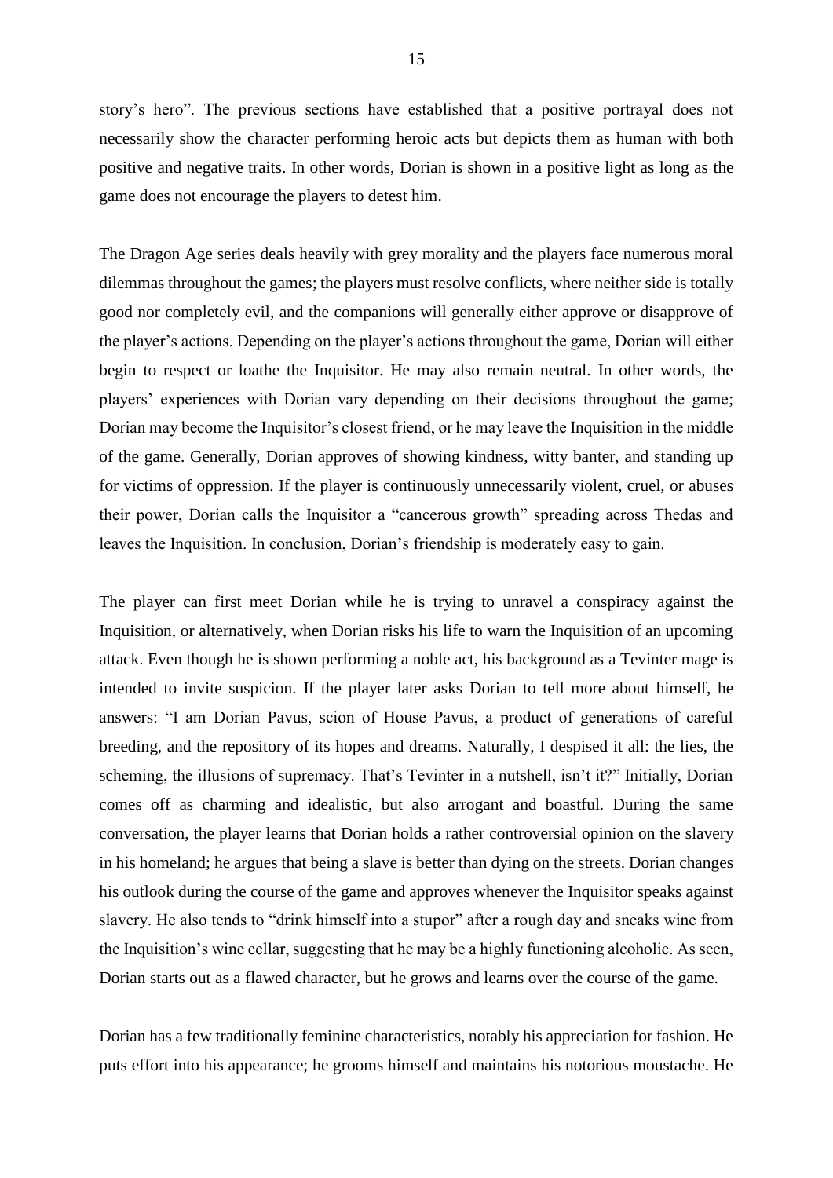story's hero". The previous sections have established that a positive portrayal does not necessarily show the character performing heroic acts but depicts them as human with both positive and negative traits. In other words, Dorian is shown in a positive light as long as the game does not encourage the players to detest him.

The Dragon Age series deals heavily with grey morality and the players face numerous moral dilemmas throughout the games; the players must resolve conflicts, where neither side is totally good nor completely evil, and the companions will generally either approve or disapprove of the player's actions. Depending on the player's actions throughout the game, Dorian will either begin to respect or loathe the Inquisitor. He may also remain neutral. In other words, the players' experiences with Dorian vary depending on their decisions throughout the game; Dorian may become the Inquisitor's closest friend, or he may leave the Inquisition in the middle of the game. Generally, Dorian approves of showing kindness, witty banter, and standing up for victims of oppression. If the player is continuously unnecessarily violent, cruel, or abuses their power, Dorian calls the Inquisitor a "cancerous growth" spreading across Thedas and leaves the Inquisition. In conclusion, Dorian's friendship is moderately easy to gain.

The player can first meet Dorian while he is trying to unravel a conspiracy against the Inquisition, or alternatively, when Dorian risks his life to warn the Inquisition of an upcoming attack. Even though he is shown performing a noble act, his background as a Tevinter mage is intended to invite suspicion. If the player later asks Dorian to tell more about himself, he answers: "I am Dorian Pavus, scion of House Pavus, a product of generations of careful breeding, and the repository of its hopes and dreams. Naturally, I despised it all: the lies, the scheming, the illusions of supremacy. That's Tevinter in a nutshell, isn't it?" Initially, Dorian comes off as charming and idealistic, but also arrogant and boastful. During the same conversation, the player learns that Dorian holds a rather controversial opinion on the slavery in his homeland; he argues that being a slave is better than dying on the streets. Dorian changes his outlook during the course of the game and approves whenever the Inquisitor speaks against slavery. He also tends to "drink himself into a stupor" after a rough day and sneaks wine from the Inquisition's wine cellar, suggesting that he may be a highly functioning alcoholic. As seen, Dorian starts out as a flawed character, but he grows and learns over the course of the game.

Dorian has a few traditionally feminine characteristics, notably his appreciation for fashion. He puts effort into his appearance; he grooms himself and maintains his notorious moustache. He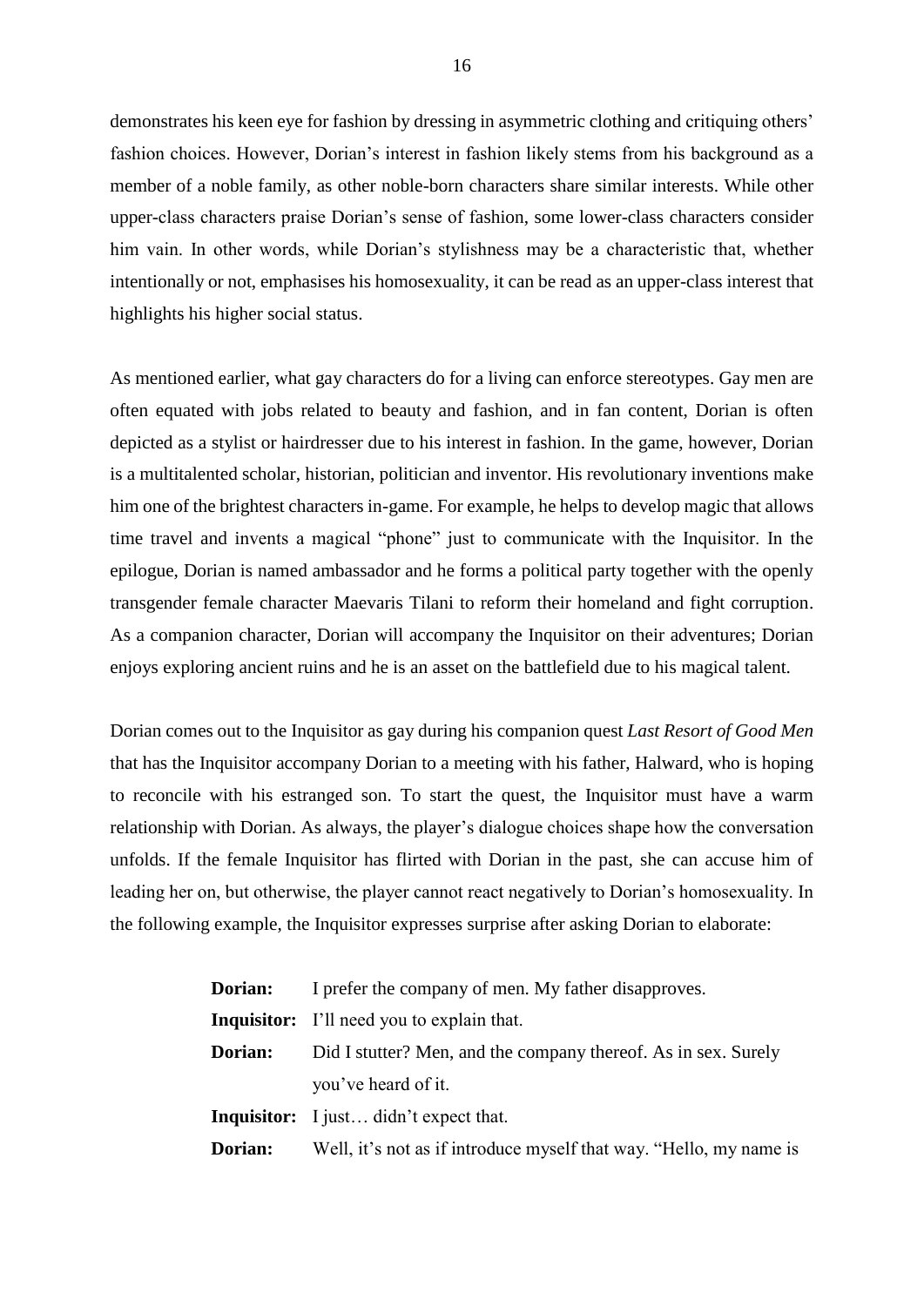demonstrates his keen eye for fashion by dressing in asymmetric clothing and critiquing others' fashion choices. However, Dorian's interest in fashion likely stems from his background as a member of a noble family, as other noble-born characters share similar interests. While other upper-class characters praise Dorian's sense of fashion, some lower-class characters consider him vain. In other words, while Dorian's stylishness may be a characteristic that, whether intentionally or not, emphasises his homosexuality, it can be read as an upper-class interest that highlights his higher social status.

As mentioned earlier, what gay characters do for a living can enforce stereotypes. Gay men are often equated with jobs related to beauty and fashion, and in fan content, Dorian is often depicted as a stylist or hairdresser due to his interest in fashion. In the game, however, Dorian is a multitalented scholar, historian, politician and inventor. His revolutionary inventions make him one of the brightest characters in-game. For example, he helps to develop magic that allows time travel and invents a magical "phone" just to communicate with the Inquisitor. In the epilogue, Dorian is named ambassador and he forms a political party together with the openly transgender female character Maevaris Tilani to reform their homeland and fight corruption. As a companion character, Dorian will accompany the Inquisitor on their adventures; Dorian enjoys exploring ancient ruins and he is an asset on the battlefield due to his magical talent.

Dorian comes out to the Inquisitor as gay during his companion quest *Last Resort of Good Men* that has the Inquisitor accompany Dorian to a meeting with his father, Halward, who is hoping to reconcile with his estranged son. To start the quest, the Inquisitor must have a warm relationship with Dorian. As always, the player's dialogue choices shape how the conversation unfolds. If the female Inquisitor has flirted with Dorian in the past, she can accuse him of leading her on, but otherwise, the player cannot react negatively to Dorian's homosexuality. In the following example, the Inquisitor expresses surprise after asking Dorian to elaborate:

> **Dorian:** I prefer the company of men. My father disapproves.
>
> **Inquisitor:** I'll need you to explain that.
>
> **Dorian:** Did I stutter? Men, and the company thereof. As in sex. Surely you've heard of it.
>
> **Inquisitor:** I just… didn't expect that.
>
> **Dorian:** Well, it's not as if introduce myself that way. "Hello, my name is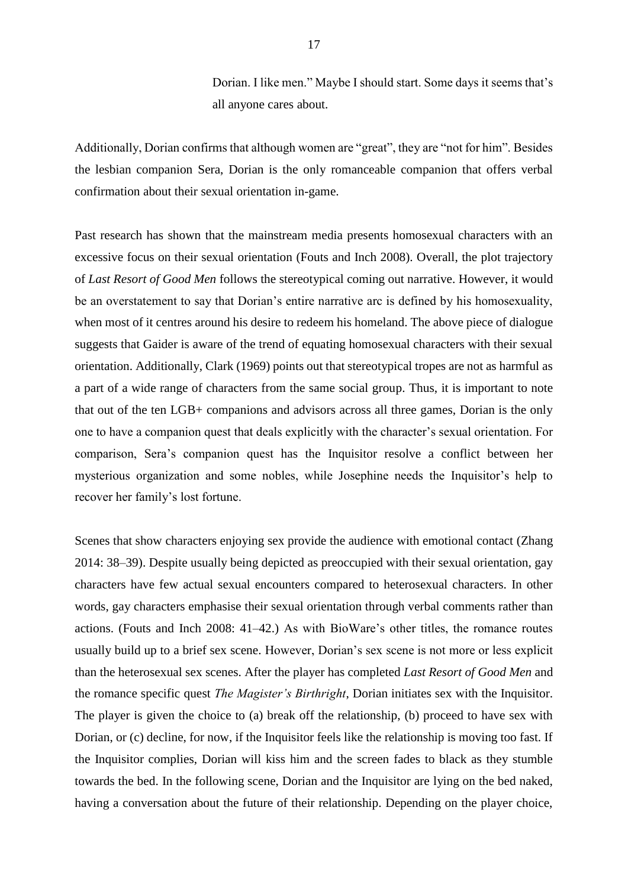> Dorian. I like men." Maybe I should start. Some days it seems that's all anyone cares about.

Additionally, Dorian confirms that although women are "great", they are "not for him". Besides the lesbian companion Sera, Dorian is the only romanceable companion that offers verbal confirmation about their sexual orientation in-game.

Past research has shown that the mainstream media presents homosexual characters with an excessive focus on their sexual orientation (Fouts and Inch 2008). Overall, the plot trajectory of *Last Resort of Good Men* follows the stereotypical coming out narrative. However, it would be an overstatement to say that Dorian's entire narrative arc is defined by his homosexuality, when most of it centres around his desire to redeem his homeland. The above piece of dialogue suggests that Gaider is aware of the trend of equating homosexual characters with their sexual orientation. Additionally, Clark (1969) points out that stereotypical tropes are not as harmful as a part of a wide range of characters from the same social group. Thus, it is important to note that out of the ten LGB+ companions and advisors across all three games, Dorian is the only one to have a companion quest that deals explicitly with the character's sexual orientation. For comparison, Sera's companion quest has the Inquisitor resolve a conflict between her mysterious organization and some nobles, while Josephine needs the Inquisitor's help to recover her family's lost fortune.

Scenes that show characters enjoying sex provide the audience with emotional contact (Zhang 2014: 38–39). Despite usually being depicted as preoccupied with their sexual orientation, gay characters have few actual sexual encounters compared to heterosexual characters. In other words, gay characters emphasise their sexual orientation through verbal comments rather than actions. (Fouts and Inch 2008: 41–42.) As with BioWare's other titles, the romance routes usually build up to a brief sex scene. However, Dorian's sex scene is not more or less explicit than the heterosexual sex scenes. After the player has completed *Last Resort of Good Men* and the romance specific quest *The Magister's Birthright*, Dorian initiates sex with the Inquisitor. The player is given the choice to (a) break off the relationship, (b) proceed to have sex with Dorian, or (c) decline, for now, if the Inquisitor feels like the relationship is moving too fast. If the Inquisitor complies, Dorian will kiss him and the screen fades to black as they stumble towards the bed. In the following scene, Dorian and the Inquisitor are lying on the bed naked, having a conversation about the future of their relationship. Depending on the player choice,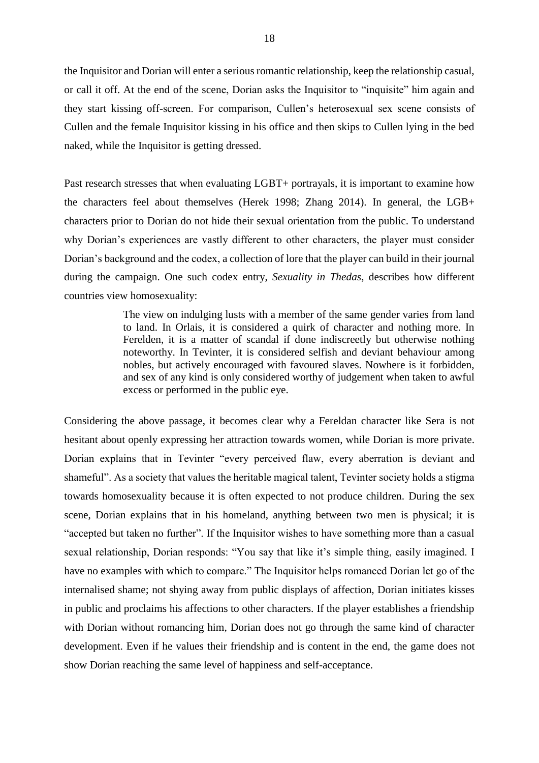the Inquisitor and Dorian will enter a serious romantic relationship, keep the relationship casual, or call it off. At the end of the scene, Dorian asks the Inquisitor to "inquisite" him again and they start kissing off-screen. For comparison, Cullen's heterosexual sex scene consists of Cullen and the female Inquisitor kissing in his office and then skips to Cullen lying in the bed naked, while the Inquisitor is getting dressed.

Past research stresses that when evaluating LGBT+ portrayals, it is important to examine how the characters feel about themselves (Herek 1998; Zhang 2014). In general, the LGB+ characters prior to Dorian do not hide their sexual orientation from the public. To understand why Dorian's experiences are vastly different to other characters, the player must consider Dorian's background and the codex, a collection of lore that the player can build in their journal during the campaign. One such codex entry, *Sexuality in Thedas*, describes how different countries view homosexuality:

> The view on indulging lusts with a member of the same gender varies from land to land. In Orlais, it is considered a quirk of character and nothing more. In Ferelden, it is a matter of scandal if done indiscreetly but otherwise nothing noteworthy. In Tevinter, it is considered selfish and deviant behaviour among nobles, but actively encouraged with favoured slaves. Nowhere is it forbidden, and sex of any kind is only considered worthy of judgement when taken to awful excess or performed in the public eye.

Considering the above passage, it becomes clear why a Fereldan character like Sera is not hesitant about openly expressing her attraction towards women, while Dorian is more private. Dorian explains that in Tevinter "every perceived flaw, every aberration is deviant and shameful". As a society that values the heritable magical talent, Tevinter society holds a stigma towards homosexuality because it is often expected to not produce children. During the sex scene, Dorian explains that in his homeland, anything between two men is physical; it is "accepted but taken no further". If the Inquisitor wishes to have something more than a casual sexual relationship, Dorian responds: "You say that like it's simple thing, easily imagined. I have no examples with which to compare." The Inquisitor helps romanced Dorian let go of the internalised shame; not shying away from public displays of affection, Dorian initiates kisses in public and proclaims his affections to other characters. If the player establishes a friendship with Dorian without romancing him, Dorian does not go through the same kind of character development. Even if he values their friendship and is content in the end, the game does not show Dorian reaching the same level of happiness and self-acceptance.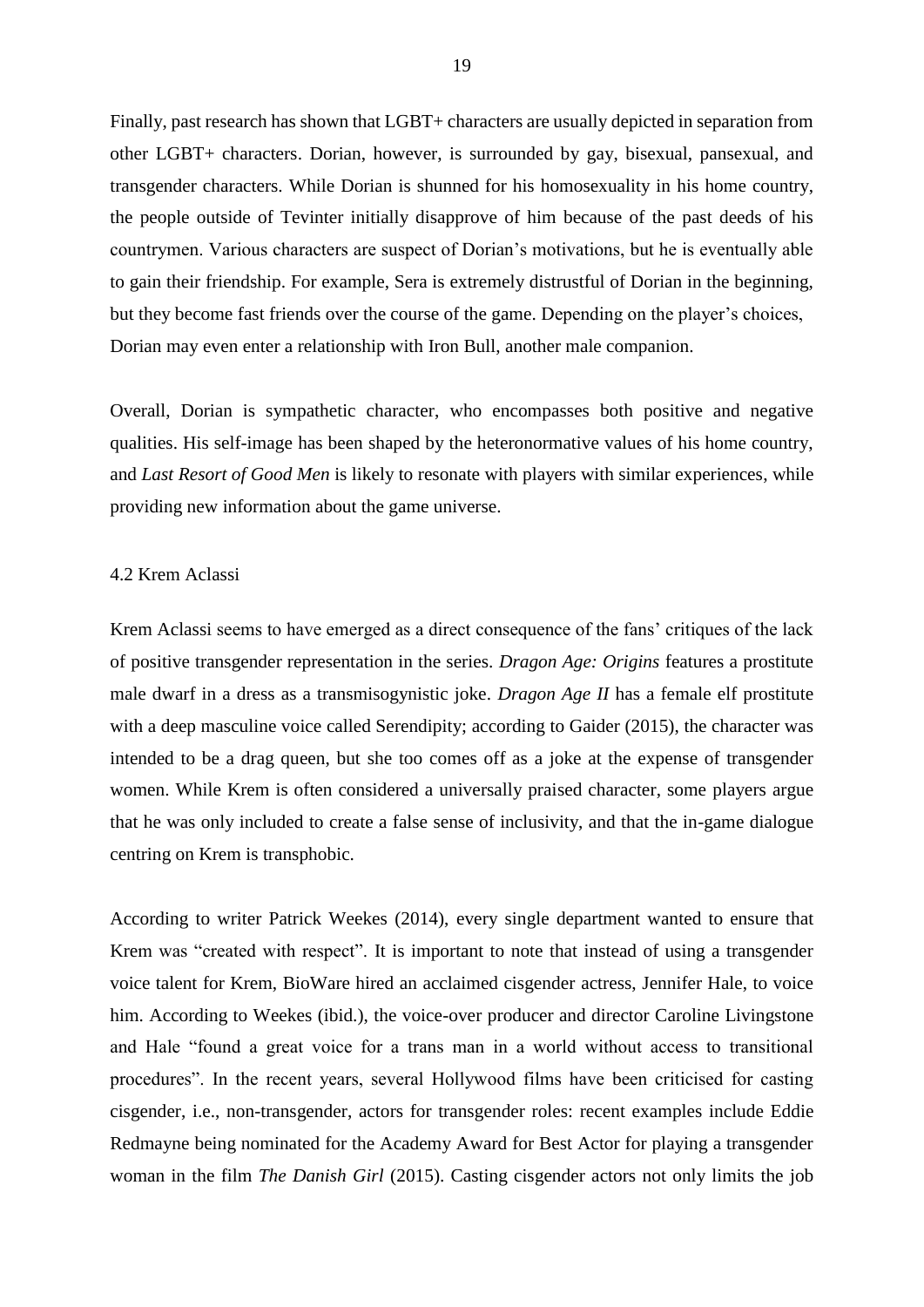Finally, past research has shown that LGBT+ characters are usually depicted in separation from other LGBT+ characters. Dorian, however, is surrounded by gay, bisexual, pansexual, and transgender characters. While Dorian is shunned for his homosexuality in his home country, the people outside of Tevinter initially disapprove of him because of the past deeds of his countrymen. Various characters are suspect of Dorian's motivations, but he is eventually able to gain their friendship. For example, Sera is extremely distrustful of Dorian in the beginning, but they become fast friends over the course of the game. Depending on the player's choices, Dorian may even enter a relationship with Iron Bull, another male companion.

Overall, Dorian is sympathetic character, who encompasses both positive and negative qualities. His self-image has been shaped by the heteronormative values of his home country, and *Last Resort of Good Men* is likely to resonate with players with similar experiences, while providing new information about the game universe.

### 4.2 Krem Aclassi

Krem Aclassi seems to have emerged as a direct consequence of the fans' critiques of the lack of positive transgender representation in the series. *Dragon Age: Origins* features a prostitute male dwarf in a dress as a transmisogynistic joke. *Dragon Age II* has a female elf prostitute with a deep masculine voice called Serendipity; according to Gaider (2015), the character was intended to be a drag queen, but she too comes off as a joke at the expense of transgender women. While Krem is often considered a universally praised character, some players argue that he was only included to create a false sense of inclusivity, and that the in-game dialogue centring on Krem is transphobic.

According to writer Patrick Weekes (2014), every single department wanted to ensure that Krem was "created with respect". It is important to note that instead of using a transgender voice talent for Krem, BioWare hired an acclaimed cisgender actress, Jennifer Hale, to voice him. According to Weekes (ibid.), the voice-over producer and director Caroline Livingstone and Hale "found a great voice for a trans man in a world without access to transitional procedures". In the recent years, several Hollywood films have been criticised for casting cisgender, i.e., non-transgender, actors for transgender roles: recent examples include Eddie Redmayne being nominated for the Academy Award for Best Actor for playing a transgender woman in the film *The Danish Girl* (2015). Casting cisgender actors not only limits the job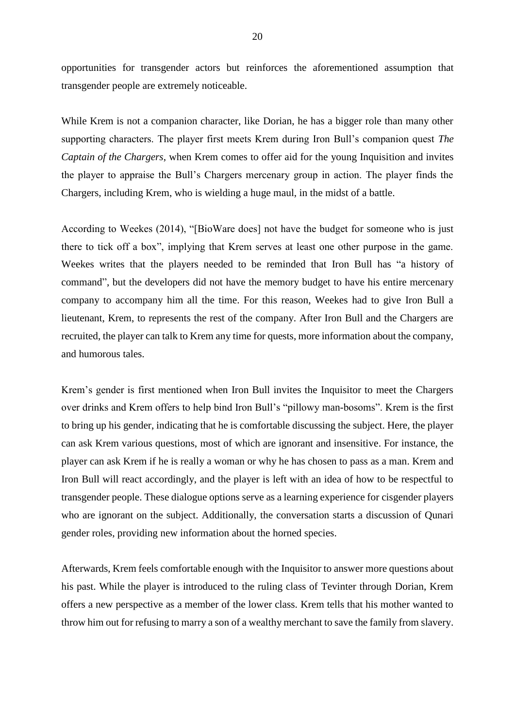opportunities for transgender actors but reinforces the aforementioned assumption that transgender people are extremely noticeable.

While Krem is not a companion character, like Dorian, he has a bigger role than many other supporting characters. The player first meets Krem during Iron Bull's companion quest *The Captain of the Chargers*, when Krem comes to offer aid for the young Inquisition and invites the player to appraise the Bull's Chargers mercenary group in action. The player finds the Chargers, including Krem, who is wielding a huge maul, in the midst of a battle.

According to Weekes (2014), "[BioWare does] not have the budget for someone who is just there to tick off a box", implying that Krem serves at least one other purpose in the game. Weekes writes that the players needed to be reminded that Iron Bull has "a history of command", but the developers did not have the memory budget to have his entire mercenary company to accompany him all the time. For this reason, Weekes had to give Iron Bull a lieutenant, Krem, to represents the rest of the company. After Iron Bull and the Chargers are recruited, the player can talk to Krem any time for quests, more information about the company, and humorous tales.

Krem's gender is first mentioned when Iron Bull invites the Inquisitor to meet the Chargers over drinks and Krem offers to help bind Iron Bull's "pillowy man-bosoms". Krem is the first to bring up his gender, indicating that he is comfortable discussing the subject. Here, the player can ask Krem various questions, most of which are ignorant and insensitive. For instance, the player can ask Krem if he is really a woman or why he has chosen to pass as a man. Krem and Iron Bull will react accordingly, and the player is left with an idea of how to be respectful to transgender people. These dialogue options serve as a learning experience for cisgender players who are ignorant on the subject. Additionally, the conversation starts a discussion of Qunari gender roles, providing new information about the horned species.

Afterwards, Krem feels comfortable enough with the Inquisitor to answer more questions about his past. While the player is introduced to the ruling class of Tevinter through Dorian, Krem offers a new perspective as a member of the lower class. Krem tells that his mother wanted to throw him out for refusing to marry a son of a wealthy merchant to save the family from slavery.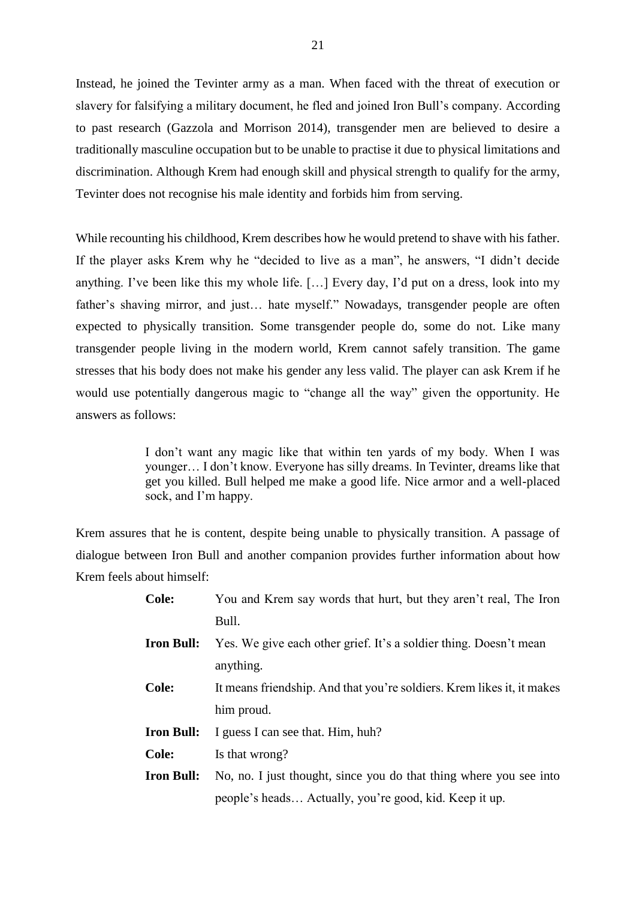Instead, he joined the Tevinter army as a man. When faced with the threat of execution or slavery for falsifying a military document, he fled and joined Iron Bull's company. According to past research (Gazzola and Morrison 2014), transgender men are believed to desire a traditionally masculine occupation but to be unable to practise it due to physical limitations and discrimination. Although Krem had enough skill and physical strength to qualify for the army, Tevinter does not recognise his male identity and forbids him from serving.

While recounting his childhood, Krem describes how he would pretend to shave with his father. If the player asks Krem why he "decided to live as a man", he answers, "I didn't decide anything. I've been like this my whole life. […] Every day, I'd put on a dress, look into my father's shaving mirror, and just… hate myself." Nowadays, transgender people are often expected to physically transition. Some transgender people do, some do not. Like many transgender people living in the modern world, Krem cannot safely transition. The game stresses that his body does not make his gender any less valid. The player can ask Krem if he would use potentially dangerous magic to "change all the way" given the opportunity. He answers as follows:

> I don't want any magic like that within ten yards of my body. When I was younger… I don't know. Everyone has silly dreams. In Tevinter, dreams like that get you killed. Bull helped me make a good life. Nice armor and a well-placed sock, and I'm happy.

Krem assures that he is content, despite being unable to physically transition. A passage of dialogue between Iron Bull and another companion provides further information about how Krem feels about himself:

> **Cole:** You and Krem say words that hurt, but they aren't real, The Iron Bull.
>
> **Iron Bull:** Yes. We give each other grief. It's a soldier thing. Doesn't mean anything.
>
> **Cole:** It means friendship. And that you're soldiers. Krem likes it, it makes him proud.
>
> **Iron Bull:** I guess I can see that. Him, huh?
>
> **Cole:** Is that wrong?
>
> **Iron Bull:** No, no. I just thought, since you do that thing where you see into people's heads… Actually, you're good, kid. Keep it up.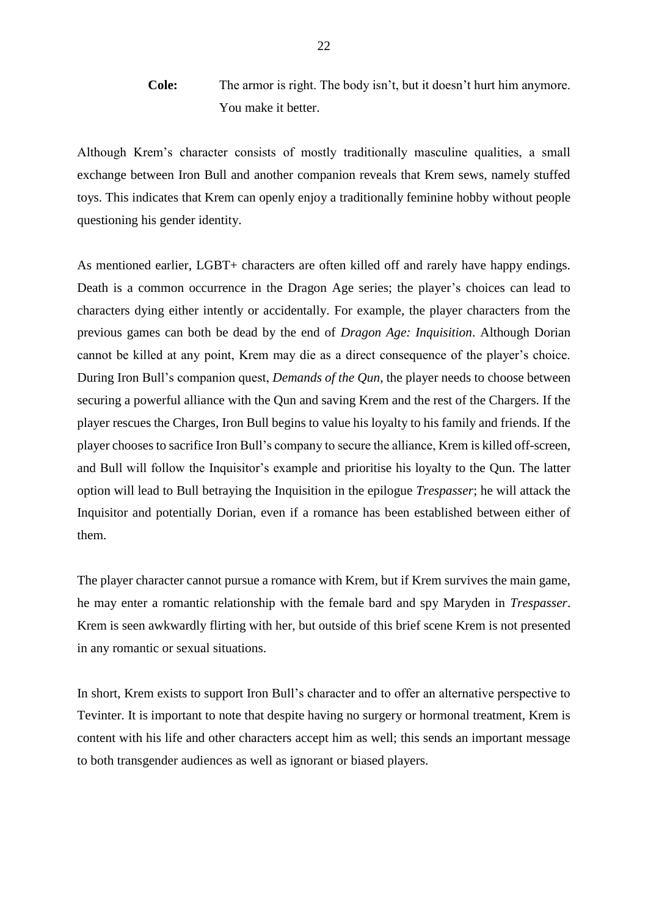**Cole:** The armor is right. The body isn't, but it doesn't hurt him anymore. You make it better.

Although Krem's character consists of mostly traditionally masculine qualities, a small exchange between Iron Bull and another companion reveals that Krem sews, namely stuffed toys. This indicates that Krem can openly enjoy a traditionally feminine hobby without people questioning his gender identity.

As mentioned earlier, LGBT+ characters are often killed off and rarely have happy endings. Death is a common occurrence in the Dragon Age series; the player's choices can lead to characters dying either intently or accidentally. For example, the player characters from the previous games can both be dead by the end of *Dragon Age: Inquisition*. Although Dorian cannot be killed at any point, Krem may die as a direct consequence of the player's choice. During Iron Bull's companion quest, *Demands of the Qun*, the player needs to choose between securing a powerful alliance with the Qun and saving Krem and the rest of the Chargers. If the player rescues the Charges, Iron Bull begins to value his loyalty to his family and friends. If the player chooses to sacrifice Iron Bull's company to secure the alliance, Krem is killed off-screen, and Bull will follow the Inquisitor's example and prioritise his loyalty to the Qun. The latter option will lead to Bull betraying the Inquisition in the epilogue *Trespasser*; he will attack the Inquisitor and potentially Dorian, even if a romance has been established between either of them.

The player character cannot pursue a romance with Krem, but if Krem survives the main game, he may enter a romantic relationship with the female bard and spy Maryden in *Trespasser*. Krem is seen awkwardly flirting with her, but outside of this brief scene Krem is not presented in any romantic or sexual situations.

In short, Krem exists to support Iron Bull's character and to offer an alternative perspective to Tevinter. It is important to note that despite having no surgery or hormonal treatment, Krem is content with his life and other characters accept him as well; this sends an important message to both transgender audiences as well as ignorant or biased players.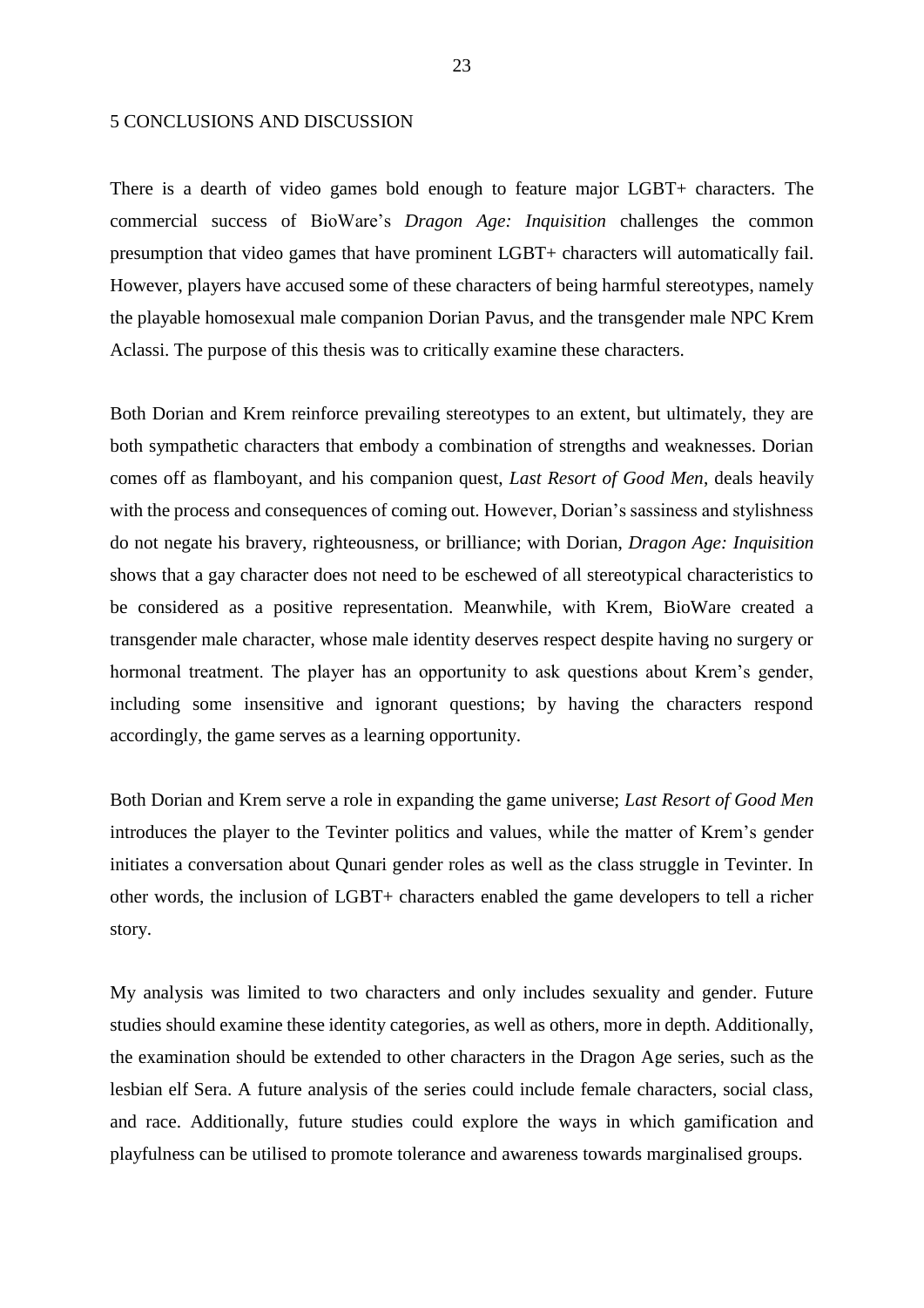# 5 CONCLUSIONS AND DISCUSSION

There is a dearth of video games bold enough to feature major LGBT+ characters. The commercial success of BioWare's *Dragon Age: Inquisition* challenges the common presumption that video games that have prominent LGBT+ characters will automatically fail. However, players have accused some of these characters of being harmful stereotypes, namely the playable homosexual male companion Dorian Pavus, and the transgender male NPC Krem Aclassi. The purpose of this thesis was to critically examine these characters.

Both Dorian and Krem reinforce prevailing stereotypes to an extent, but ultimately, they are both sympathetic characters that embody a combination of strengths and weaknesses. Dorian comes off as flamboyant, and his companion quest, *Last Resort of Good Men*, deals heavily with the process and consequences of coming out. However, Dorian's sassiness and stylishness do not negate his bravery, righteousness, or brilliance; with Dorian, *Dragon Age: Inquisition* shows that a gay character does not need to be eschewed of all stereotypical characteristics to be considered as a positive representation. Meanwhile, with Krem, BioWare created a transgender male character, whose male identity deserves respect despite having no surgery or hormonal treatment. The player has an opportunity to ask questions about Krem's gender, including some insensitive and ignorant questions; by having the characters respond accordingly, the game serves as a learning opportunity.

Both Dorian and Krem serve a role in expanding the game universe; *Last Resort of Good Men* introduces the player to the Tevinter politics and values, while the matter of Krem's gender initiates a conversation about Qunari gender roles as well as the class struggle in Tevinter. In other words, the inclusion of LGBT+ characters enabled the game developers to tell a richer story.

My analysis was limited to two characters and only includes sexuality and gender. Future studies should examine these identity categories, as well as others, more in depth. Additionally, the examination should be extended to other characters in the Dragon Age series, such as the lesbian elf Sera. A future analysis of the series could include female characters, social class, and race. Additionally, future studies could explore the ways in which gamification and playfulness can be utilised to promote tolerance and awareness towards marginalised groups.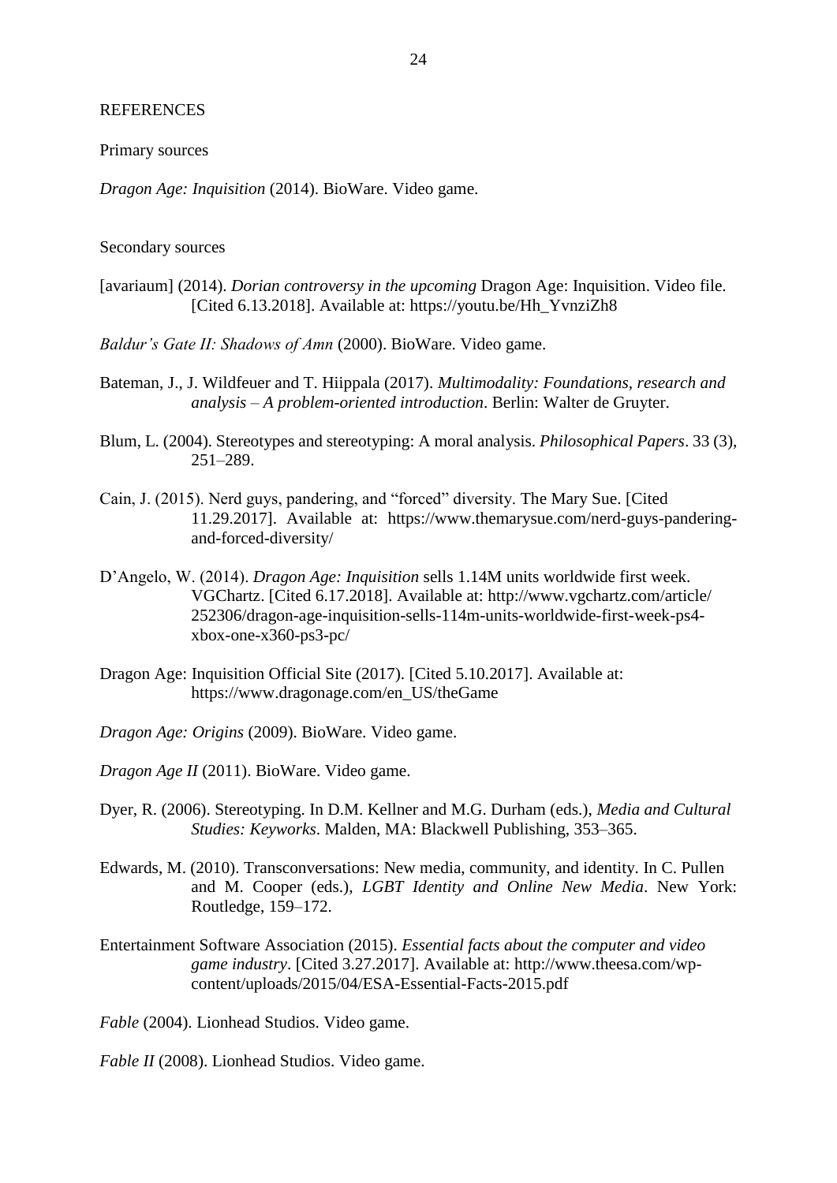## REFERENCES

### Primary sources

*Dragon Age: Inquisition* (2014). BioWare. Video game.

### Secondary sources

[avariaum] (2014). *Dorian controversy in the upcoming* Dragon Age: Inquisition. Video file. [Cited 6.13.2018]. Available at: https://youtu.be/Hh_YvnziZh8

*Baldur's Gate II: Shadows of Amn* (2000). BioWare. Video game.

Bateman, J., J. Wildfeuer and T. Hiippala (2017). *Multimodality: Foundations, research and analysis – A problem-oriented introduction*. Berlin: Walter de Gruyter.

Blum, L. (2004). Stereotypes and stereotyping: A moral analysis. *Philosophical Papers*. 33 (3), 251–289.

Cain, J. (2015). Nerd guys, pandering, and "forced" diversity. The Mary Sue. [Cited 11.29.2017]. Available at: https://www.themarysue.com/nerd-guys-pandering-and-forced-diversity/

D'Angelo, W. (2014). *Dragon Age: Inquisition* sells 1.14M units worldwide first week. VGChartz. [Cited 6.17.2018]. Available at: http://www.vgchartz.com/article/252306/dragon-age-inquisition-sells-114m-units-worldwide-first-week-ps4-xbox-one-x360-ps3-pc/

Dragon Age: Inquisition Official Site (2017). [Cited 5.10.2017]. Available at: https://www.dragonage.com/en_US/theGame

*Dragon Age: Origins* (2009). BioWare. Video game.

*Dragon Age II* (2011). BioWare. Video game.

Dyer, R. (2006). Stereotyping. In D.M. Kellner and M.G. Durham (eds.), *Media and Cultural Studies: Keyworks*. Malden, MA: Blackwell Publishing, 353–365.

Edwards, M. (2010). Transconversations: New media, community, and identity. In C. Pullen and M. Cooper (eds.), *LGBT Identity and Online New Media*. New York: Routledge, 159–172.

Entertainment Software Association (2015). *Essential facts about the computer and video game industry*. [Cited 3.27.2017]. Available at: http://www.theesa.com/wp-content/uploads/2015/04/ESA-Essential-Facts-2015.pdf

*Fable* (2004). Lionhead Studios. Video game.

*Fable II* (2008). Lionhead Studios. Video game.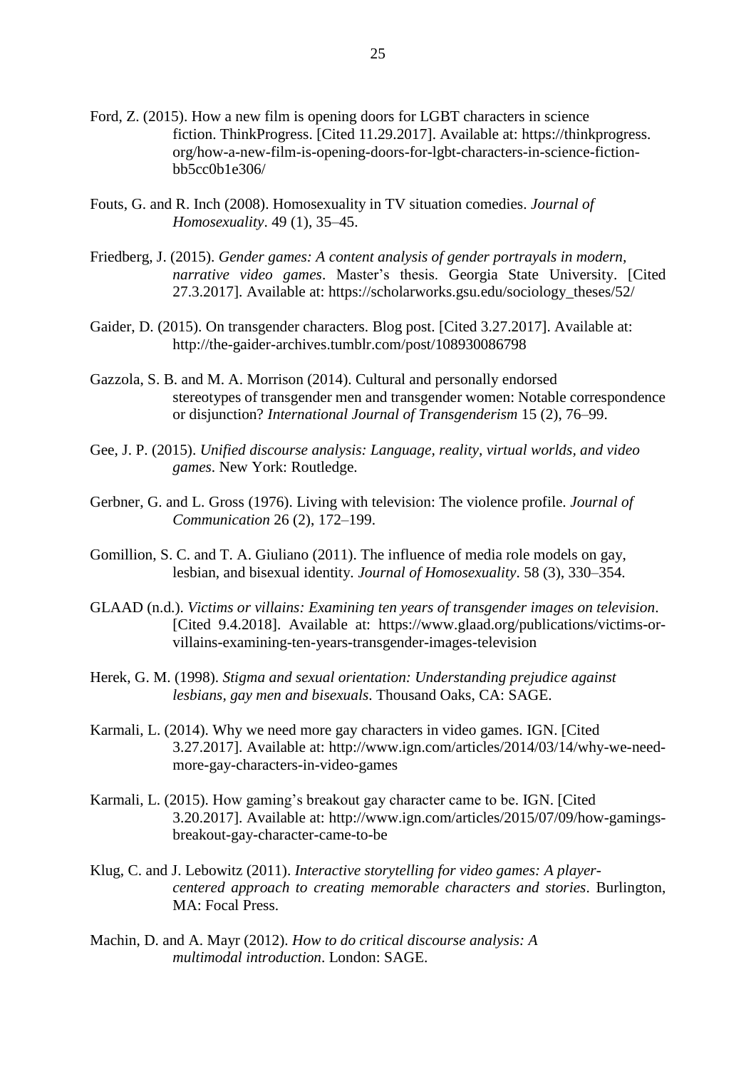Ford, Z. (2015). How a new film is opening doors for LGBT characters in science fiction. ThinkProgress. [Cited 11.29.2017]. Available at: https://thinkprogress.org/how-a-new-film-is-opening-doors-for-lgbt-characters-in-science-fiction-bb5cc0b1e306/

Fouts, G. and R. Inch (2008). Homosexuality in TV situation comedies. *Journal of Homosexuality*. 49 (1), 35–45.

Friedberg, J. (2015). *Gender games: A content analysis of gender portrayals in modern, narrative video games*. Master's thesis. Georgia State University. [Cited 27.3.2017]. Available at: https://scholarworks.gsu.edu/sociology_theses/52/

Gaider, D. (2015). On transgender characters. Blog post. [Cited 3.27.2017]. Available at: http://the-gaider-archives.tumblr.com/post/108930086798

Gazzola, S. B. and M. A. Morrison (2014). Cultural and personally endorsed stereotypes of transgender men and transgender women: Notable correspondence or disjunction? *International Journal of Transgenderism* 15 (2), 76–99.

Gee, J. P. (2015). *Unified discourse analysis: Language, reality, virtual worlds, and video games*. New York: Routledge.

Gerbner, G. and L. Gross (1976). Living with television: The violence profile. *Journal of Communication* 26 (2), 172–199.

Gomillion, S. C. and T. A. Giuliano (2011). The influence of media role models on gay, lesbian, and bisexual identity. *Journal of Homosexuality*. 58 (3), 330–354.

GLAAD (n.d.). *Victims or villains: Examining ten years of transgender images on television*. [Cited 9.4.2018]. Available at: https://www.glaad.org/publications/victims-or-villains-examining-ten-years-transgender-images-television

Herek, G. M. (1998). *Stigma and sexual orientation: Understanding prejudice against lesbians, gay men and bisexuals*. Thousand Oaks, CA: SAGE.

Karmali, L. (2014). Why we need more gay characters in video games. IGN. [Cited 3.27.2017]. Available at: http://www.ign.com/articles/2014/03/14/why-we-need-more-gay-characters-in-video-games

Karmali, L. (2015). How gaming's breakout gay character came to be. IGN. [Cited 3.20.2017]. Available at: http://www.ign.com/articles/2015/07/09/how-gamings-breakout-gay-character-came-to-be

Klug, C. and J. Lebowitz (2011). *Interactive storytelling for video games: A player-centered approach to creating memorable characters and stories*. Burlington, MA: Focal Press.

Machin, D. and A. Mayr (2012). *How to do critical discourse analysis: A multimodal introduction*. London: SAGE.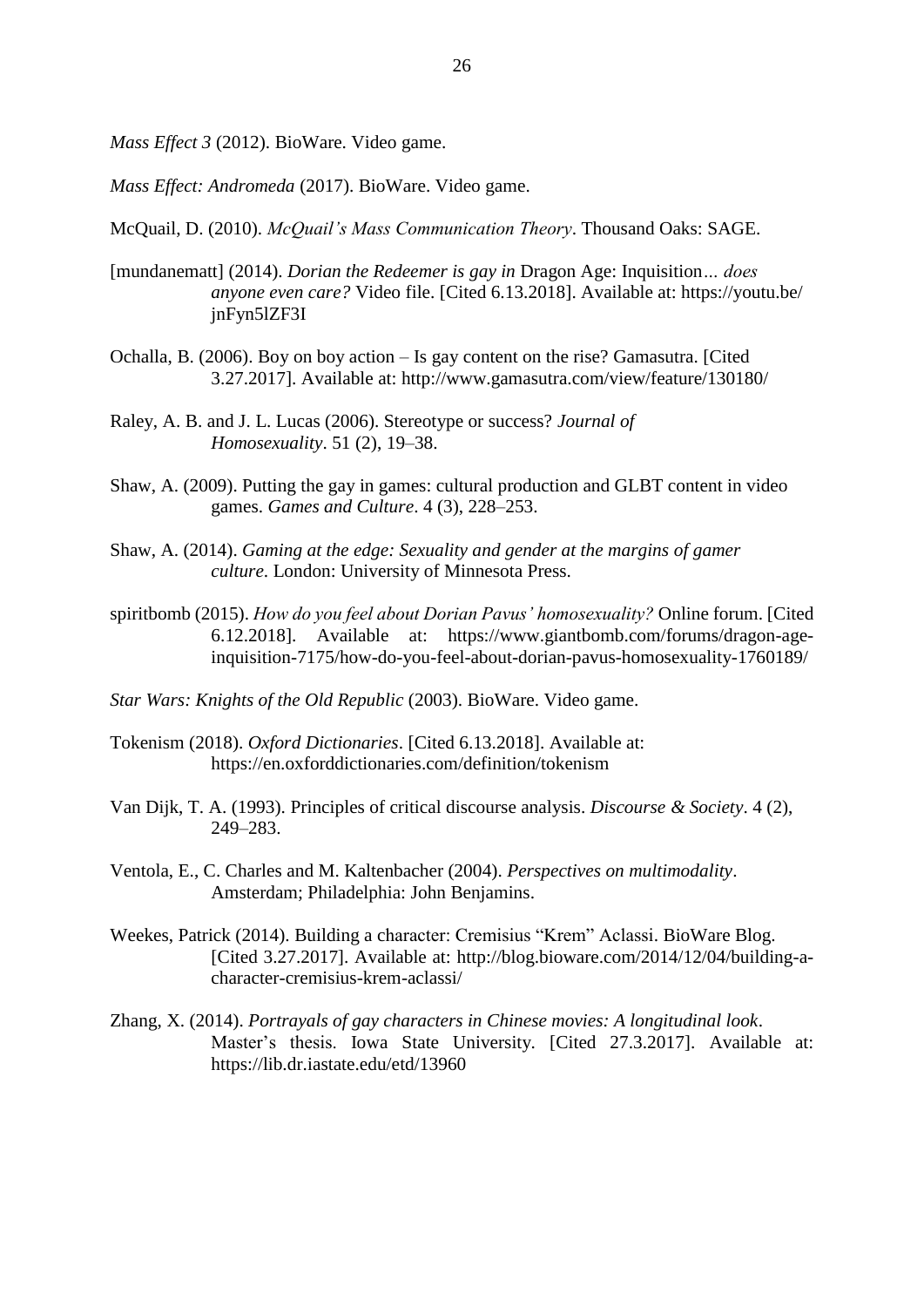*Mass Effect 3* (2012). BioWare. Video game.

*Mass Effect: Andromeda* (2017). BioWare. Video game.

McQuail, D. (2010). *McQuail's Mass Communication Theory*. Thousand Oaks: SAGE.

[mundanematt] (2014). *Dorian the Redeemer is gay in* Dragon Age: Inquisition*… does anyone even care?* Video file. [Cited 6.13.2018]. Available at: https://youtu.be/jnFyn5lZF3I

Ochalla, B. (2006). Boy on boy action – Is gay content on the rise? Gamasutra. [Cited 3.27.2017]. Available at: http://www.gamasutra.com/view/feature/130180/

Raley, A. B. and J. L. Lucas (2006). Stereotype or success? *Journal of Homosexuality*. 51 (2), 19–38.

Shaw, A. (2009). Putting the gay in games: cultural production and GLBT content in video games. *Games and Culture*. 4 (3), 228–253.

Shaw, A. (2014). *Gaming at the edge: Sexuality and gender at the margins of gamer culture*. London: University of Minnesota Press.

spiritbomb (2015). *How do you feel about Dorian Pavus' homosexuality?* Online forum. [Cited 6.12.2018]. Available at: https://www.giantbomb.com/forums/dragon-age-inquisition-7175/how-do-you-feel-about-dorian-pavus-homosexuality-1760189/

*Star Wars: Knights of the Old Republic* (2003). BioWare. Video game.

Tokenism (2018). *Oxford Dictionaries*. [Cited 6.13.2018]. Available at: https://en.oxforddictionaries.com/definition/tokenism

Van Dijk, T. A. (1993). Principles of critical discourse analysis. *Discourse & Society*. 4 (2), 249–283.

Ventola, E., C. Charles and M. Kaltenbacher (2004). *Perspectives on multimodality*. Amsterdam; Philadelphia: John Benjamins.

Weekes, Patrick (2014). Building a character: Cremisius "Krem" Aclassi. BioWare Blog. [Cited 3.27.2017]. Available at: http://blog.bioware.com/2014/12/04/building-a-character-cremisius-krem-aclassi/

Zhang, X. (2014). *Portrayals of gay characters in Chinese movies: A longitudinal look*. Master's thesis. Iowa State University. [Cited 27.3.2017]. Available at: https://lib.dr.iastate.edu/etd/13960